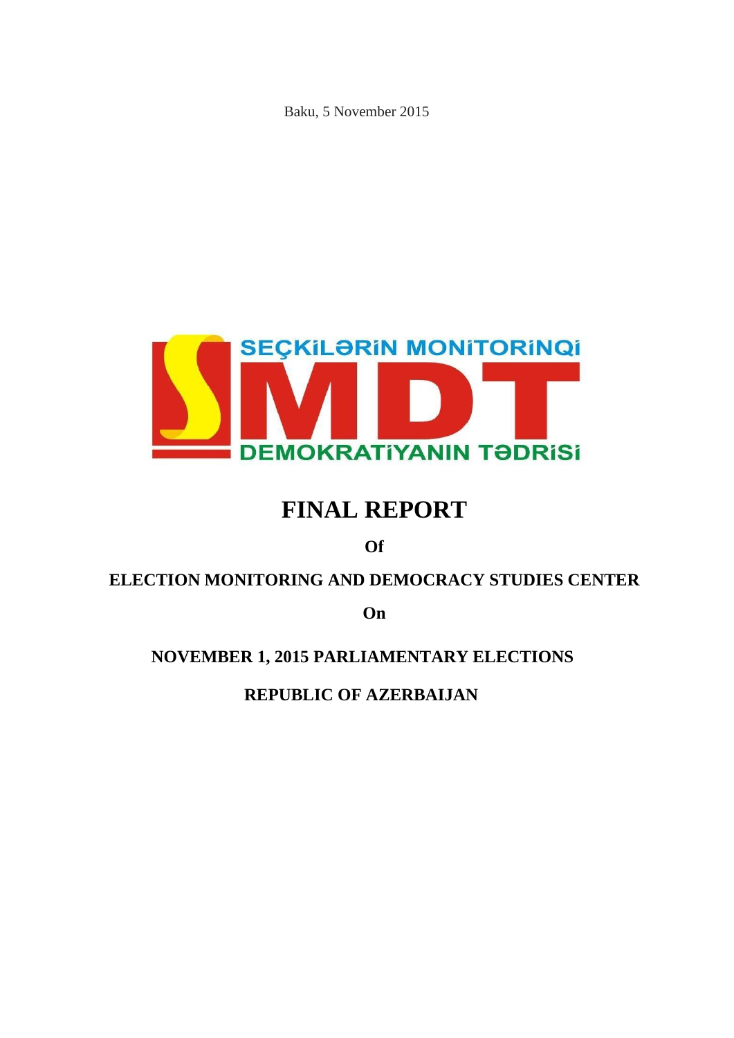Baku, 5 November 2015

SEÇKİLƏRİN MONİTORİNQİ

SMDT

DEMOKRATİYANIN TƏDRİSİ

# FINAL REPORT

**Of**

**ELECTION MONITORING AND DEMOCRACY STUDIES CENTER**

**On**

**NOVEMBER 1, 2015 PARLIAMENTARY ELECTIONS**

**REPUBLIC OF AZERBAIJAN**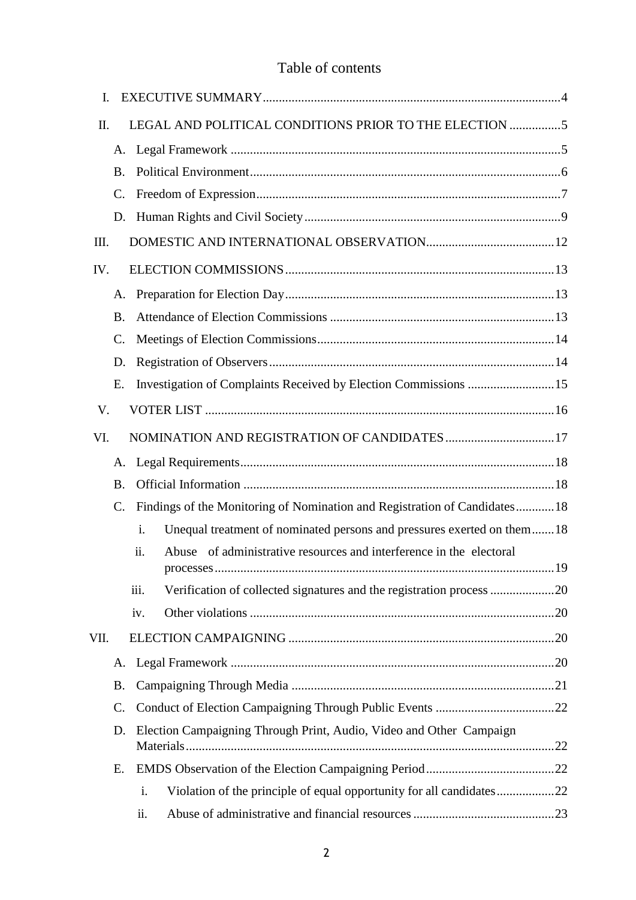# Table of contents

- I. EXECUTIVE SUMMARY ..... 4
- II. LEGAL AND POLITICAL CONDITIONS PRIOR TO THE ELECTION ..... 5
  - A. Legal Framework ..... 5
  - B. Political Environment ..... 6
  - C. Freedom of Expression ..... 7
  - D. Human Rights and Civil Society ..... 9
- III. DOMESTIC AND INTERNATIONAL OBSERVATION ..... 12
- IV. ELECTION COMMISSIONS ..... 13
  - A. Preparation for Election Day ..... 13
  - B. Attendance of Election Commissions ..... 13
  - C. Meetings of Election Commissions ..... 14
  - D. Registration of Observers ..... 14
  - E. Investigation of Complaints Received by Election Commissions ..... 15
- V. VOTER LIST ..... 16
- VI. NOMINATION AND REGISTRATION OF CANDIDATES ..... 17
  - A. Legal Requirements ..... 18
  - B. Official Information ..... 18
  - C. Findings of the Monitoring of Nomination and Registration of Candidates ..... 18
    - i. Unequal treatment of nominated persons and pressures exerted on them ..... 18
    - ii. Abuse of administrative resources and interference in the electoral processes ..... 19
    - iii. Verification of collected signatures and the registration process ..... 20
    - iv. Other violations ..... 20
- VII. ELECTION CAMPAIGNING ..... 20
  - A. Legal Framework ..... 20
  - B. Campaigning Through Media ..... 21
  - C. Conduct of Election Campaigning Through Public Events ..... 22
  - D. Election Campaigning Through Print, Audio, Video and Other Campaign Materials ..... 22
  - E. EMDS Observation of the Election Campaigning Period ..... 22
    - i. Violation of the principle of equal opportunity for all candidates ..... 22
    - ii. Abuse of administrative and financial resources ..... 23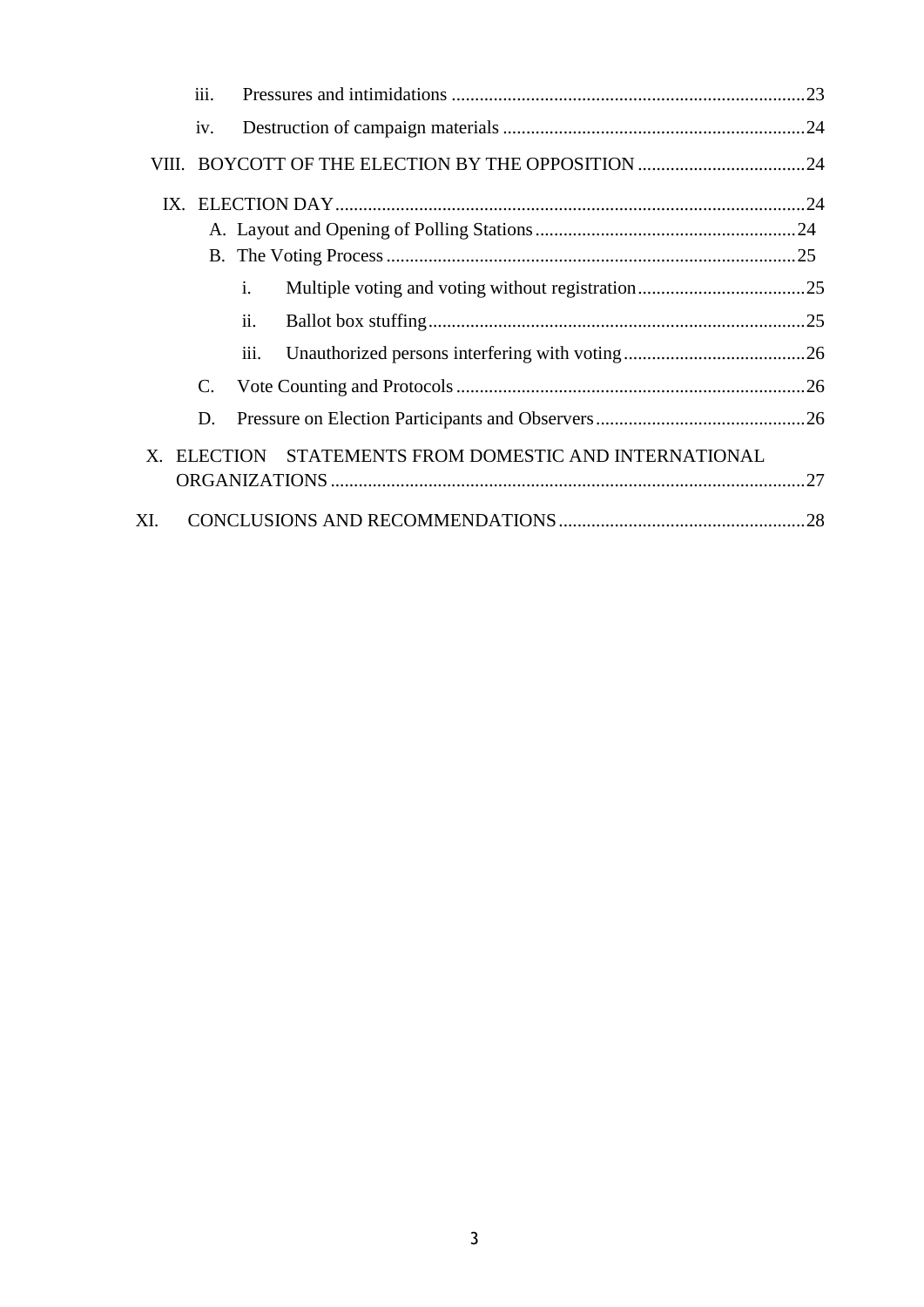iii. Pressures and intimidations ....................................................................................23

iv. Destruction of campaign materials ..........................................................................24

VIII. BOYCOTT OF THE ELECTION BY THE OPPOSITION ....................................24

IX. ELECTION DAY.....................................................................................................24

A. Layout and Opening of Polling Stations.........................................................24

B. The Voting Process .........................................................................................25

i. Multiple voting and voting without registration....................................25

ii. Ballot box stuffing.................................................................................25

iii. Unauthorized persons interfering with voting.......................................26

C. Vote Counting and Protocols ...........................................................................26

D. Pressure on Election Participants and Observers.............................................26

X. ELECTION STATEMENTS FROM DOMESTIC AND INTERNATIONAL ORGANIZATIONS.......................................................................................................27

XI. CONCLUSIONS AND RECOMMENDATIONS.....................................................28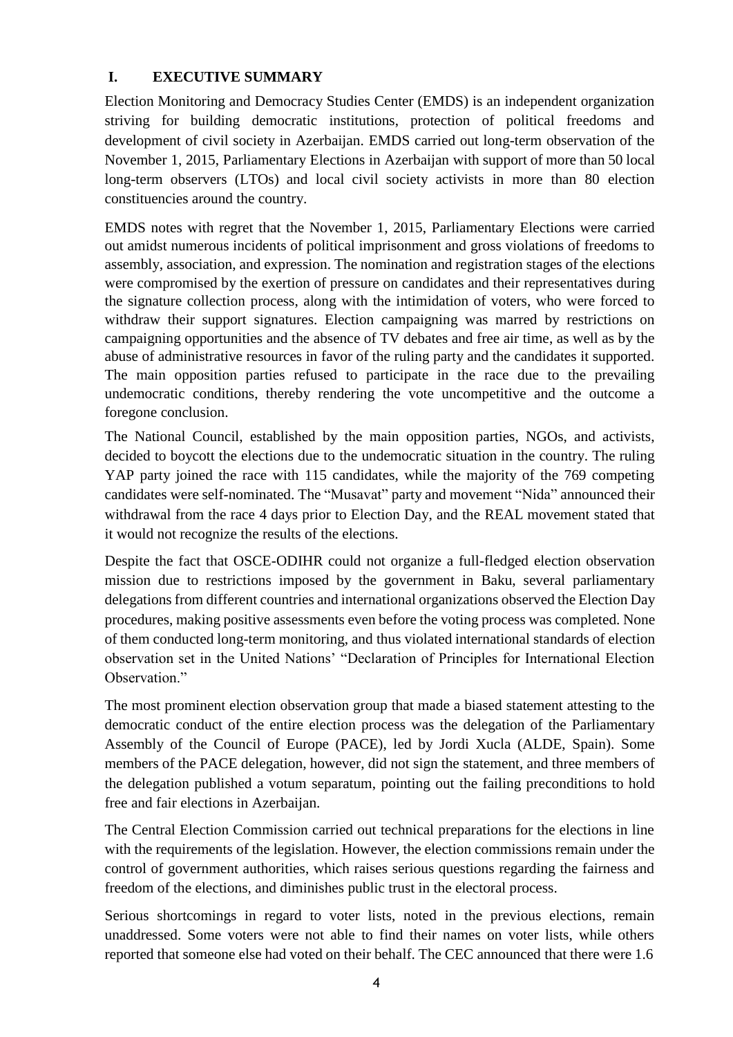## I. EXECUTIVE SUMMARY

Election Monitoring and Democracy Studies Center (EMDS) is an independent organization striving for building democratic institutions, protection of political freedoms and development of civil society in Azerbaijan. EMDS carried out long-term observation of the November 1, 2015, Parliamentary Elections in Azerbaijan with support of more than 50 local long-term observers (LTOs) and local civil society activists in more than 80 election constituencies around the country.

EMDS notes with regret that the November 1, 2015, Parliamentary Elections were carried out amidst numerous incidents of political imprisonment and gross violations of freedoms to assembly, association, and expression. The nomination and registration stages of the elections were compromised by the exertion of pressure on candidates and their representatives during the signature collection process, along with the intimidation of voters, who were forced to withdraw their support signatures. Election campaigning was marred by restrictions on campaigning opportunities and the absence of TV debates and free air time, as well as by the abuse of administrative resources in favor of the ruling party and the candidates it supported. The main opposition parties refused to participate in the race due to the prevailing undemocratic conditions, thereby rendering the vote uncompetitive and the outcome a foregone conclusion.

The National Council, established by the main opposition parties, NGOs, and activists, decided to boycott the elections due to the undemocratic situation in the country. The ruling YAP party joined the race with 115 candidates, while the majority of the 769 competing candidates were self-nominated. The "Musavat" party and movement "Nida" announced their withdrawal from the race 4 days prior to Election Day, and the REAL movement stated that it would not recognize the results of the elections.

Despite the fact that OSCE-ODIHR could not organize a full-fledged election observation mission due to restrictions imposed by the government in Baku, several parliamentary delegations from different countries and international organizations observed the Election Day procedures, making positive assessments even before the voting process was completed. None of them conducted long-term monitoring, and thus violated international standards of election observation set in the United Nations' "Declaration of Principles for International Election Observation."

The most prominent election observation group that made a biased statement attesting to the democratic conduct of the entire election process was the delegation of the Parliamentary Assembly of the Council of Europe (PACE), led by Jordi Xucla (ALDE, Spain). Some members of the PACE delegation, however, did not sign the statement, and three members of the delegation published a votum separatum, pointing out the failing preconditions to hold free and fair elections in Azerbaijan.

The Central Election Commission carried out technical preparations for the elections in line with the requirements of the legislation. However, the election commissions remain under the control of government authorities, which raises serious questions regarding the fairness and freedom of the elections, and diminishes public trust in the electoral process.

Serious shortcomings in regard to voter lists, noted in the previous elections, remain unaddressed. Some voters were not able to find their names on voter lists, while others reported that someone else had voted on their behalf. The CEC announced that there were 1.6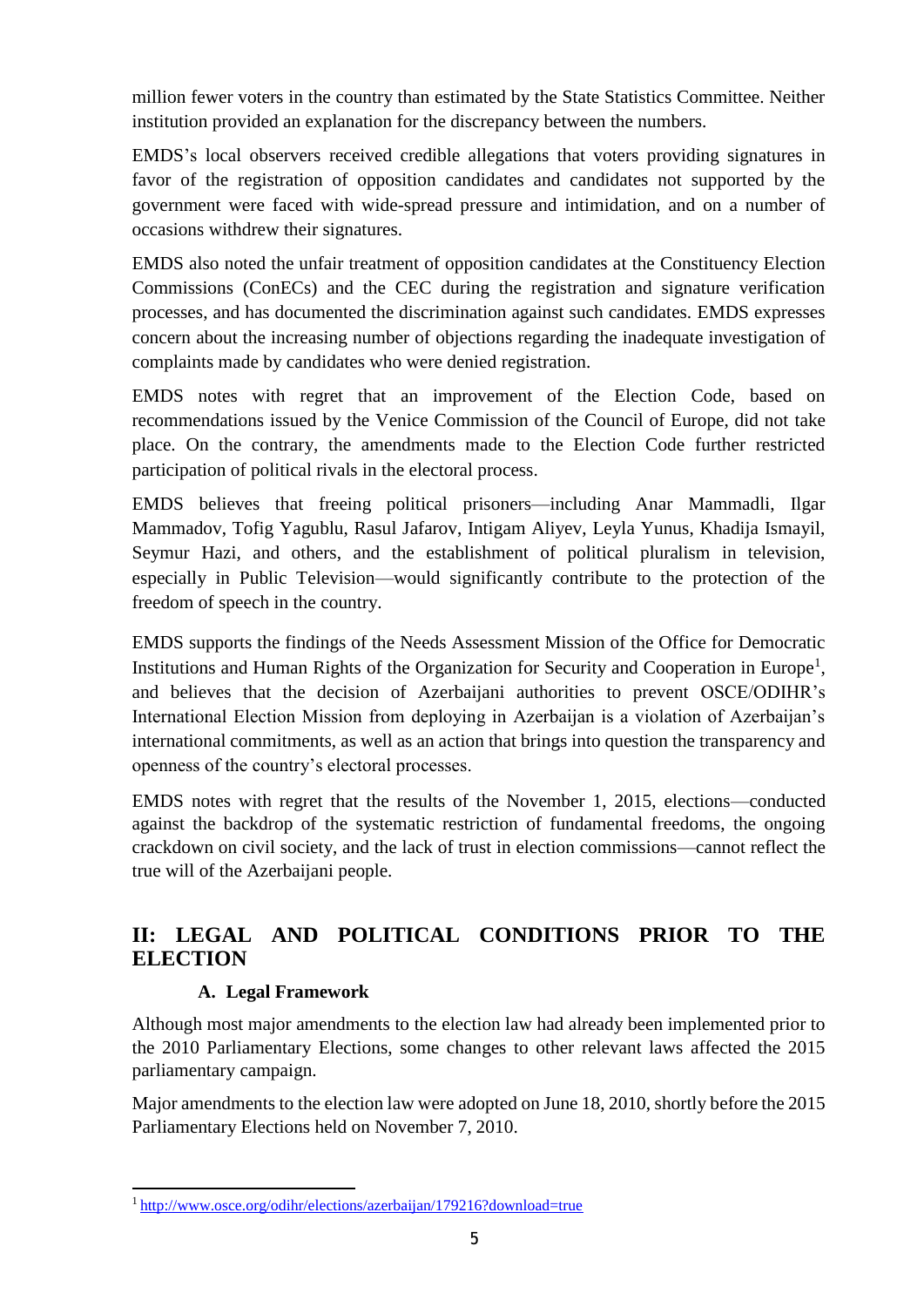million fewer voters in the country than estimated by the State Statistics Committee. Neither institution provided an explanation for the discrepancy between the numbers.

EMDS's local observers received credible allegations that voters providing signatures in favor of the registration of opposition candidates and candidates not supported by the government were faced with wide-spread pressure and intimidation, and on a number of occasions withdrew their signatures.

EMDS also noted the unfair treatment of opposition candidates at the Constituency Election Commissions (ConECs) and the CEC during the registration and signature verification processes, and has documented the discrimination against such candidates. EMDS expresses concern about the increasing number of objections regarding the inadequate investigation of complaints made by candidates who were denied registration.

EMDS notes with regret that an improvement of the Election Code, based on recommendations issued by the Venice Commission of the Council of Europe, did not take place. On the contrary, the amendments made to the Election Code further restricted participation of political rivals in the electoral process.

EMDS believes that freeing political prisoners—including Anar Mammadli, Ilgar Mammadov, Tofig Yagublu, Rasul Jafarov, Intigam Aliyev, Leyla Yunus, Khadija Ismayil, Seymur Hazi, and others, and the establishment of political pluralism in television, especially in Public Television—would significantly contribute to the protection of the freedom of speech in the country.

EMDS supports the findings of the Needs Assessment Mission of the Office for Democratic Institutions and Human Rights of the Organization for Security and Cooperation in Europe[1], and believes that the decision of Azerbaijani authorities to prevent OSCE/ODIHR's International Election Mission from deploying in Azerbaijan is a violation of Azerbaijan's international commitments, as well as an action that brings into question the transparency and openness of the country's electoral processes.

EMDS notes with regret that the results of the November 1, 2015, elections—conducted against the backdrop of the systematic restriction of fundamental freedoms, the ongoing crackdown on civil society, and the lack of trust in election commissions—cannot reflect the true will of the Azerbaijani people.

## II: LEGAL AND POLITICAL CONDITIONS PRIOR TO THE ELECTION

### A. Legal Framework

Although most major amendments to the election law had already been implemented prior to the 2010 Parliamentary Elections, some changes to other relevant laws affected the 2015 parliamentary campaign.

Major amendments to the election law were adopted on June 18, 2010, shortly before the 2015 Parliamentary Elections held on November 7, 2010.

---

[1] http://www.osce.org/odihr/elections/azerbaijan/179216?download=true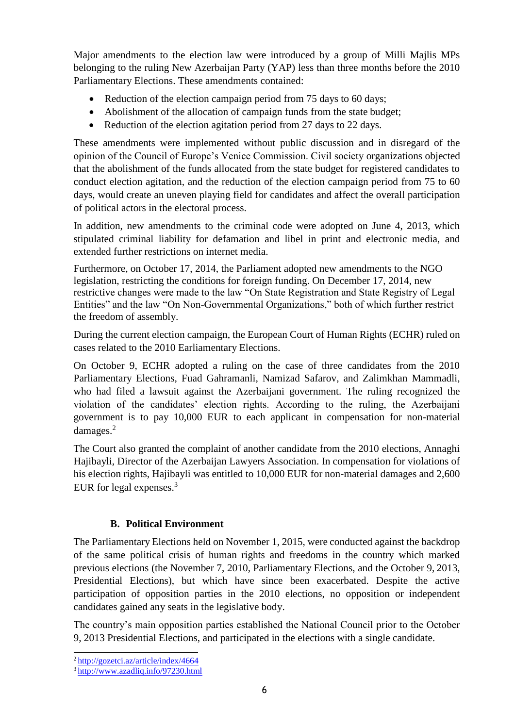Major amendments to the election law were introduced by a group of Milli Majlis MPs belonging to the ruling New Azerbaijan Party (YAP) less than three months before the 2010 Parliamentary Elections. These amendments contained:

- Reduction of the election campaign period from 75 days to 60 days;
- Abolishment of the allocation of campaign funds from the state budget;
- Reduction of the election agitation period from 27 days to 22 days.

These amendments were implemented without public discussion and in disregard of the opinion of the Council of Europe's Venice Commission. Civil society organizations objected that the abolishment of the funds allocated from the state budget for registered candidates to conduct election agitation, and the reduction of the election campaign period from 75 to 60 days, would create an uneven playing field for candidates and affect the overall participation of political actors in the electoral process.

In addition, new amendments to the criminal code were adopted on June 4, 2013, which stipulated criminal liability for defamation and libel in print and electronic media, and extended further restrictions on internet media.

Furthermore, on October 17, 2014, the Parliament adopted new amendments to the NGO legislation, restricting the conditions for foreign funding. On December 17, 2014, new restrictive changes were made to the law "On State Registration and State Registry of Legal Entities" and the law "On Non-Governmental Organizations," both of which further restrict the freedom of assembly.

During the current election campaign, the European Court of Human Rights (ECHR) ruled on cases related to the 2010 Earliamentary Elections.

On October 9, ECHR adopted a ruling on the case of three candidates from the 2010 Parliamentary Elections, Fuad Gahramanli, Namizad Safarov, and Zalimkhan Mammadli, who had filed a lawsuit against the Azerbaijani government. The ruling recognized the violation of the candidates' election rights. According to the ruling, the Azerbaijani government is to pay 10,000 EUR to each applicant in compensation for non-material damages.[2]

The Court also granted the complaint of another candidate from the 2010 elections, Annaghi Hajibayli, Director of the Azerbaijan Lawyers Association. In compensation for violations of his election rights, Hajibayli was entitled to 10,000 EUR for non-material damages and 2,600 EUR for legal expenses.[3]

### B. Political Environment

The Parliamentary Elections held on November 1, 2015, were conducted against the backdrop of the same political crisis of human rights and freedoms in the country which marked previous elections (the November 7, 2010, Parliamentary Elections, and the October 9, 2013, Presidential Elections), but which have since been exacerbated. Despite the active participation of opposition parties in the 2010 elections, no opposition or independent candidates gained any seats in the legislative body.

The country's main opposition parties established the National Council prior to the October 9, 2013 Presidential Elections, and participated in the elections with a single candidate.

---

[2] http://gozetci.az/article/index/4664

[3] http://www.azadliq.info/97230.html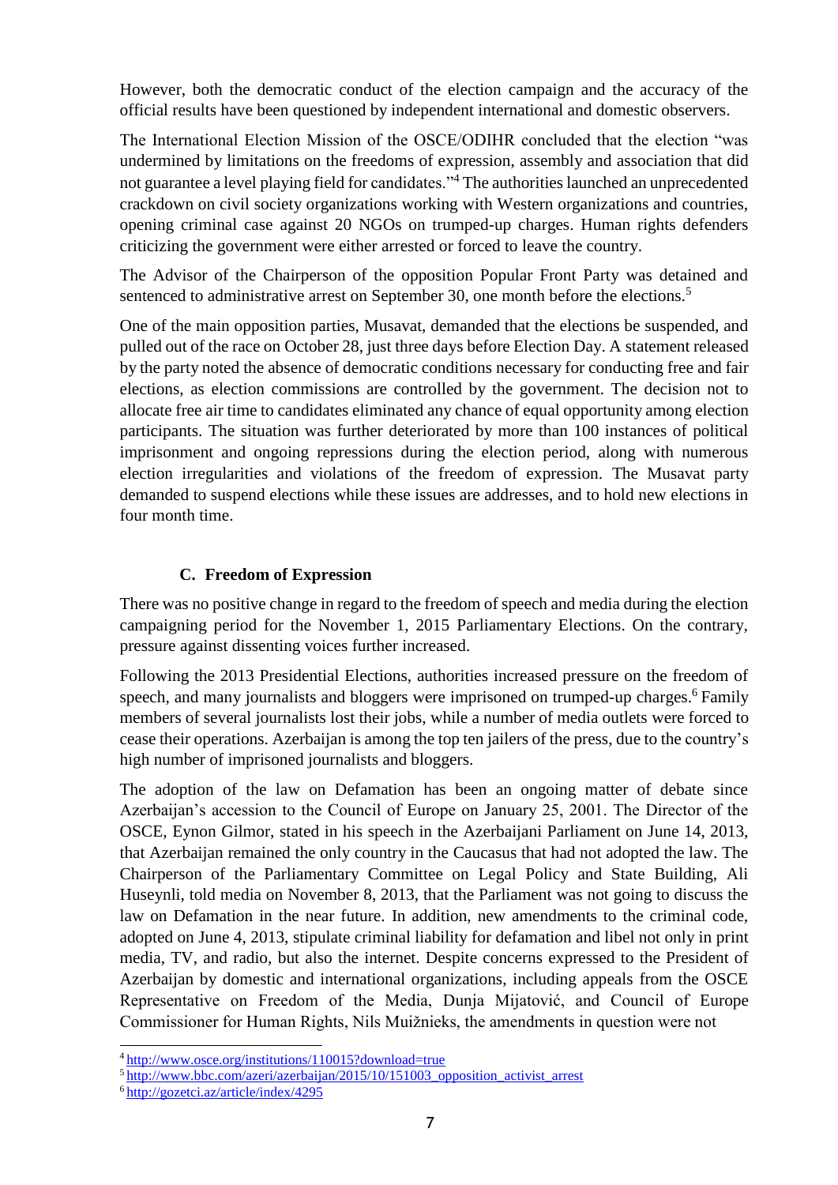However, both the democratic conduct of the election campaign and the accuracy of the official results have been questioned by independent international and domestic observers.

The International Election Mission of the OSCE/ODIHR concluded that the election "was undermined by limitations on the freedoms of expression, assembly and association that did not guarantee a level playing field for candidates."[4] The authorities launched an unprecedented crackdown on civil society organizations working with Western organizations and countries, opening criminal case against 20 NGOs on trumped-up charges. Human rights defenders criticizing the government were either arrested or forced to leave the country.

The Advisor of the Chairperson of the opposition Popular Front Party was detained and sentenced to administrative arrest on September 30, one month before the elections.[5]

One of the main opposition parties, Musavat, demanded that the elections be suspended, and pulled out of the race on October 28, just three days before Election Day. A statement released by the party noted the absence of democratic conditions necessary for conducting free and fair elections, as election commissions are controlled by the government. The decision not to allocate free air time to candidates eliminated any chance of equal opportunity among election participants. The situation was further deteriorated by more than 100 instances of political imprisonment and ongoing repressions during the election period, along with numerous election irregularities and violations of the freedom of expression. The Musavat party demanded to suspend elections while these issues are addresses, and to hold new elections in four month time.

### C. Freedom of Expression

There was no positive change in regard to the freedom of speech and media during the election campaigning period for the November 1, 2015 Parliamentary Elections. On the contrary, pressure against dissenting voices further increased.

Following the 2013 Presidential Elections, authorities increased pressure on the freedom of speech, and many journalists and bloggers were imprisoned on trumped-up charges.[6] Family members of several journalists lost their jobs, while a number of media outlets were forced to cease their operations. Azerbaijan is among the top ten jailers of the press, due to the country's high number of imprisoned journalists and bloggers.

The adoption of the law on Defamation has been an ongoing matter of debate since Azerbaijan's accession to the Council of Europe on January 25, 2001. The Director of the OSCE, Eynon Gilmor, stated in his speech in the Azerbaijani Parliament on June 14, 2013, that Azerbaijan remained the only country in the Caucasus that had not adopted the law. The Chairperson of the Parliamentary Committee on Legal Policy and State Building, Ali Huseynli, told media on November 8, 2013, that the Parliament was not going to discuss the law on Defamation in the near future. In addition, new amendments to the criminal code, adopted on June 4, 2013, stipulate criminal liability for defamation and libel not only in print media, TV, and radio, but also the internet. Despite concerns expressed to the President of Azerbaijan by domestic and international organizations, including appeals from the OSCE Representative on Freedom of the Media, Dunja Mijatović, and Council of Europe Commissioner for Human Rights, Nils Muižnieks, the amendments in question were not

---

[4] http://www.osce.org/institutions/110015?download=true

[5] http://www.bbc.com/azeri/azerbaijan/2015/10/151003_opposition_activist_arrest

[6] http://gozetci.az/article/index/4295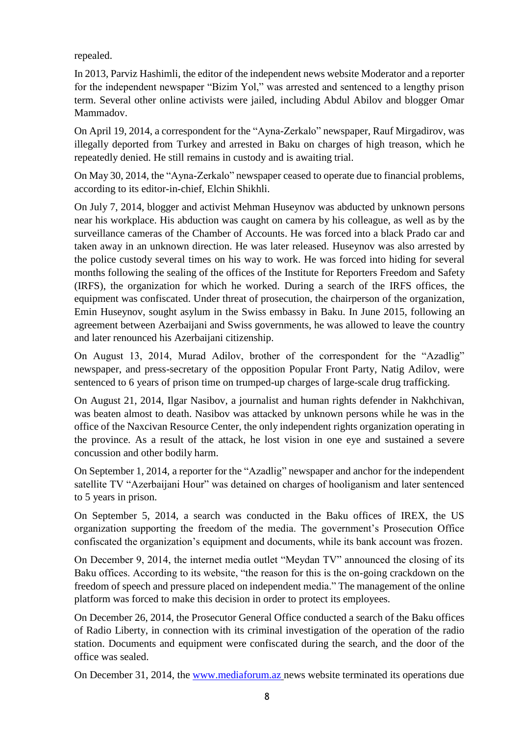repealed.

In 2013, Parviz Hashimli, the editor of the independent news website Moderator and a reporter for the independent newspaper "Bizim Yol," was arrested and sentenced to a lengthy prison term. Several other online activists were jailed, including Abdul Abilov and blogger Omar Mammadov.

On April 19, 2014, a correspondent for the "Ayna-Zerkalo" newspaper, Rauf Mirgadirov, was illegally deported from Turkey and arrested in Baku on charges of high treason, which he repeatedly denied. He still remains in custody and is awaiting trial.

On May 30, 2014, the "Ayna-Zerkalo" newspaper ceased to operate due to financial problems, according to its editor-in-chief, Elchin Shikhli.

On July 7, 2014, blogger and activist Mehman Huseynov was abducted by unknown persons near his workplace. His abduction was caught on camera by his colleague, as well as by the surveillance cameras of the Chamber of Accounts. He was forced into a black Prado car and taken away in an unknown direction. He was later released. Huseynov was also arrested by the police custody several times on his way to work. He was forced into hiding for several months following the sealing of the offices of the Institute for Reporters Freedom and Safety (IRFS), the organization for which he worked. During a search of the IRFS offices, the equipment was confiscated. Under threat of prosecution, the chairperson of the organization, Emin Huseynov, sought asylum in the Swiss embassy in Baku. In June 2015, following an agreement between Azerbaijani and Swiss governments, he was allowed to leave the country and later renounced his Azerbaijani citizenship.

On August 13, 2014, Murad Adilov, brother of the correspondent for the "Azadlig" newspaper, and press-secretary of the opposition Popular Front Party, Natig Adilov, were sentenced to 6 years of prison time on trumped-up charges of large-scale drug trafficking.

On August 21, 2014, Ilgar Nasibov, a journalist and human rights defender in Nakhchivan, was beaten almost to death. Nasibov was attacked by unknown persons while he was in the office of the Naxcivan Resource Center, the only independent rights organization operating in the province. As a result of the attack, he lost vision in one eye and sustained a severe concussion and other bodily harm.

On September 1, 2014, a reporter for the "Azadlig" newspaper and anchor for the independent satellite TV "Azerbaijani Hour" was detained on charges of hooliganism and later sentenced to 5 years in prison.

On September 5, 2014, a search was conducted in the Baku offices of IREX, the US organization supporting the freedom of the media. The government's Prosecution Office confiscated the organization's equipment and documents, while its bank account was frozen.

On December 9, 2014, the internet media outlet "Meydan TV" announced the closing of its Baku offices. According to its website, "the reason for this is the on-going crackdown on the freedom of speech and pressure placed on independent media." The management of the online platform was forced to make this decision in order to protect its employees.

On December 26, 2014, the Prosecutor General Office conducted a search of the Baku offices of Radio Liberty, in connection with its criminal investigation of the operation of the radio station. Documents and equipment were confiscated during the search, and the door of the office was sealed.

On December 31, 2014, the www.mediaforum.az news website terminated its operations due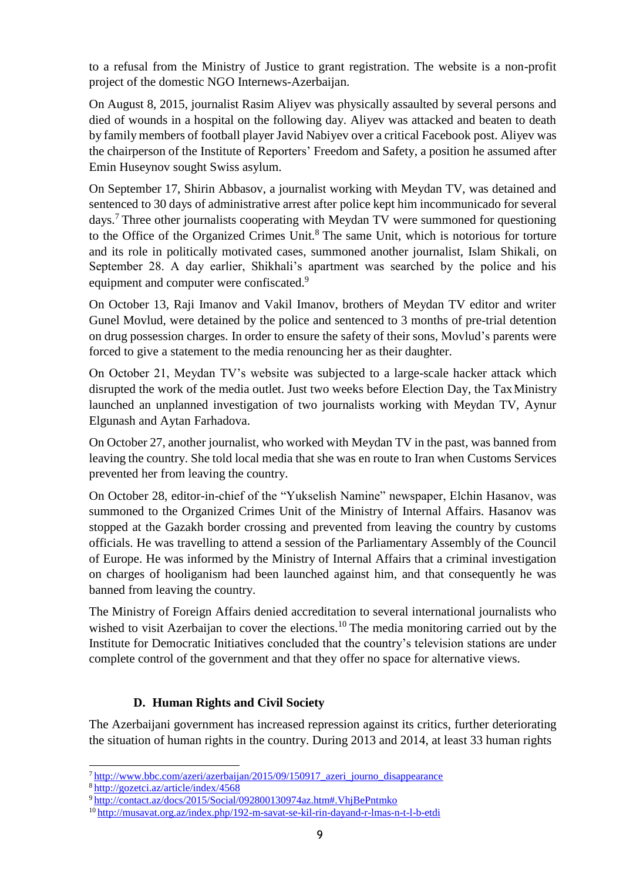to a refusal from the Ministry of Justice to grant registration. The website is a non-profit project of the domestic NGO Internews-Azerbaijan.

On August 8, 2015, journalist Rasim Aliyev was physically assaulted by several persons and died of wounds in a hospital on the following day. Aliyev was attacked and beaten to death by family members of football player Javid Nabiyev over a critical Facebook post. Aliyev was the chairperson of the Institute of Reporters' Freedom and Safety, a position he assumed after Emin Huseynov sought Swiss asylum.

On September 17, Shirin Abbasov, a journalist working with Meydan TV, was detained and sentenced to 30 days of administrative arrest after police kept him incommunicado for several days.[7] Three other journalists cooperating with Meydan TV were summoned for questioning to the Office of the Organized Crimes Unit.[8] The same Unit, which is notorious for torture and its role in politically motivated cases, summoned another journalist, Islam Shikali, on September 28. A day earlier, Shikhali's apartment was searched by the police and his equipment and computer were confiscated.[9]

On October 13, Raji Imanov and Vakil Imanov, brothers of Meydan TV editor and writer Gunel Movlud, were detained by the police and sentenced to 3 months of pre-trial detention on drug possession charges. In order to ensure the safety of their sons, Movlud's parents were forced to give a statement to the media renouncing her as their daughter.

On October 21, Meydan TV's website was subjected to a large-scale hacker attack which disrupted the work of the media outlet. Just two weeks before Election Day, the Tax Ministry launched an unplanned investigation of two journalists working with Meydan TV, Aynur Elgunash and Aytan Farhadova.

On October 27, another journalist, who worked with Meydan TV in the past, was banned from leaving the country. She told local media that she was en route to Iran when Customs Services prevented her from leaving the country.

On October 28, editor-in-chief of the "Yukselish Namine" newspaper, Elchin Hasanov, was summoned to the Organized Crimes Unit of the Ministry of Internal Affairs. Hasanov was stopped at the Gazakh border crossing and prevented from leaving the country by customs officials. He was travelling to attend a session of the Parliamentary Assembly of the Council of Europe. He was informed by the Ministry of Internal Affairs that a criminal investigation on charges of hooliganism had been launched against him, and that consequently he was banned from leaving the country.

The Ministry of Foreign Affairs denied accreditation to several international journalists who wished to visit Azerbaijan to cover the elections.[10] The media monitoring carried out by the Institute for Democratic Initiatives concluded that the country's television stations are under complete control of the government and that they offer no space for alternative views.

### D. Human Rights and Civil Society

The Azerbaijani government has increased repression against its critics, further deteriorating the situation of human rights in the country. During 2013 and 2014, at least 33 human rights

---

[7] http://www.bbc.com/azeri/azerbaijan/2015/09/150917_azeri_journo_disappearance

[8] http://gozetci.az/article/index/4568

[9] http://contact.az/docs/2015/Social/092800130974az.htm#.VhjBePntmko

[10] http://musavat.org.az/index.php/192-m-savat-se-kil-rin-dayand-r-lmas-n-t-l-b-etdi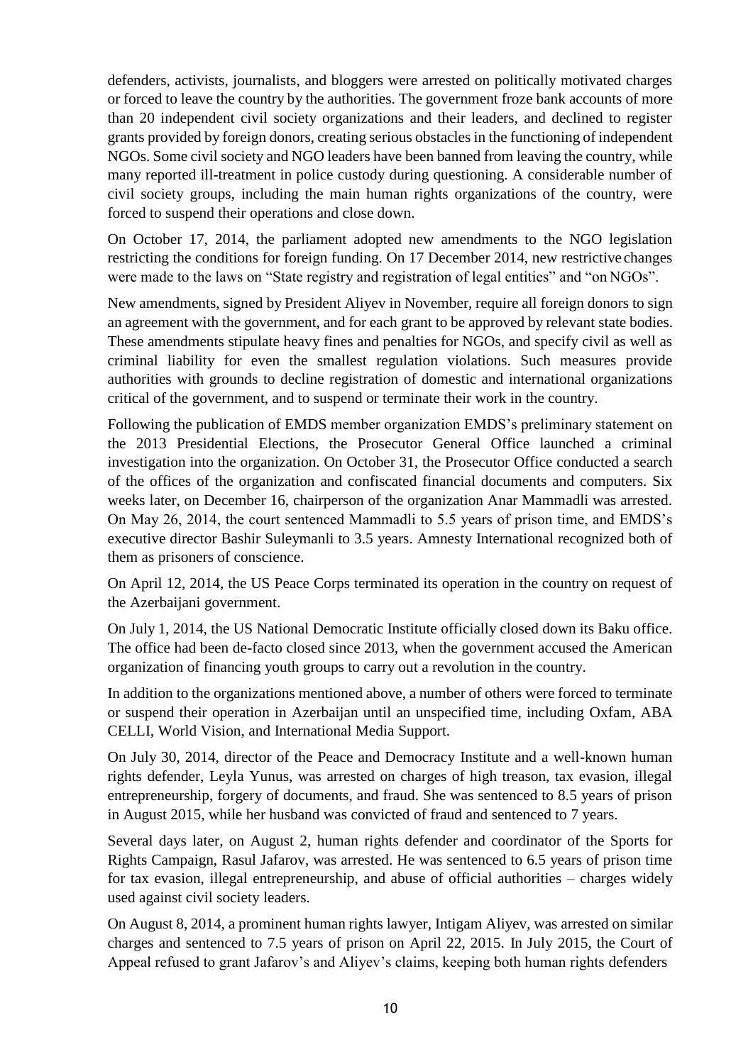defenders, activists, journalists, and bloggers were arrested on politically motivated charges or forced to leave the country by the authorities. The government froze bank accounts of more than 20 independent civil society organizations and their leaders, and declined to register grants provided by foreign donors, creating serious obstacles in the functioning of independent NGOs. Some civil society and NGO leaders have been banned from leaving the country, while many reported ill-treatment in police custody during questioning. A considerable number of civil society groups, including the main human rights organizations of the country, were forced to suspend their operations and close down.

On October 17, 2014, the parliament adopted new amendments to the NGO legislation restricting the conditions for foreign funding. On 17 December 2014, new restrictive changes were made to the laws on "State registry and registration of legal entities" and "on NGOs".

New amendments, signed by President Aliyev in November, require all foreign donors to sign an agreement with the government, and for each grant to be approved by relevant state bodies. These amendments stipulate heavy fines and penalties for NGOs, and specify civil as well as criminal liability for even the smallest regulation violations. Such measures provide authorities with grounds to decline registration of domestic and international organizations critical of the government, and to suspend or terminate their work in the country.

Following the publication of EMDS member organization EMDS's preliminary statement on the 2013 Presidential Elections, the Prosecutor General Office launched a criminal investigation into the organization. On October 31, the Prosecutor Office conducted a search of the offices of the organization and confiscated financial documents and computers. Six weeks later, on December 16, chairperson of the organization Anar Mammadli was arrested. On May 26, 2014, the court sentenced Mammadli to 5.5 years of prison time, and EMDS's executive director Bashir Suleymanli to 3.5 years. Amnesty International recognized both of them as prisoners of conscience.

On April 12, 2014, the US Peace Corps terminated its operation in the country on request of the Azerbaijani government.

On July 1, 2014, the US National Democratic Institute officially closed down its Baku office. The office had been de-facto closed since 2013, when the government accused the American organization of financing youth groups to carry out a revolution in the country.

In addition to the organizations mentioned above, a number of others were forced to terminate or suspend their operation in Azerbaijan until an unspecified time, including Oxfam, ABA CELLI, World Vision, and International Media Support.

On July 30, 2014, director of the Peace and Democracy Institute and a well-known human rights defender, Leyla Yunus, was arrested on charges of high treason, tax evasion, illegal entrepreneurship, forgery of documents, and fraud. She was sentenced to 8.5 years of prison in August 2015, while her husband was convicted of fraud and sentenced to 7 years.

Several days later, on August 2, human rights defender and coordinator of the Sports for Rights Campaign, Rasul Jafarov, was arrested. He was sentenced to 6.5 years of prison time for tax evasion, illegal entrepreneurship, and abuse of official authorities – charges widely used against civil society leaders.

On August 8, 2014, a prominent human rights lawyer, Intigam Aliyev, was arrested on similar charges and sentenced to 7.5 years of prison on April 22, 2015. In July 2015, the Court of Appeal refused to grant Jafarov's and Aliyev's claims, keeping both human rights defenders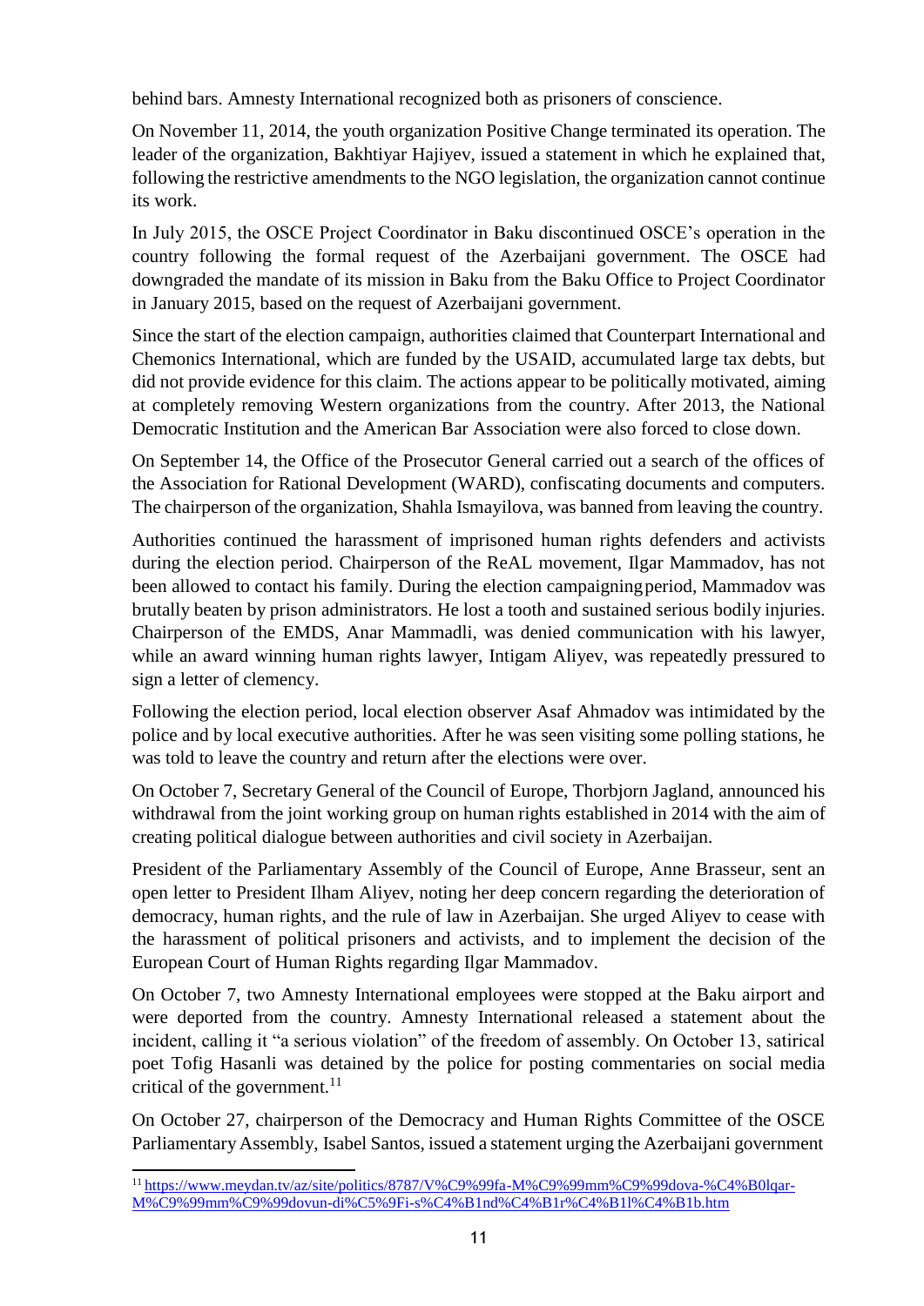behind bars. Amnesty International recognized both as prisoners of conscience.

On November 11, 2014, the youth organization Positive Change terminated its operation. The leader of the organization, Bakhtiyar Hajiyev, issued a statement in which he explained that, following the restrictive amendments to the NGO legislation, the organization cannot continue its work.

In July 2015, the OSCE Project Coordinator in Baku discontinued OSCE's operation in the country following the formal request of the Azerbaijani government. The OSCE had downgraded the mandate of its mission in Baku from the Baku Office to Project Coordinator in January 2015, based on the request of Azerbaijani government.

Since the start of the election campaign, authorities claimed that Counterpart International and Chemonics International, which are funded by the USAID, accumulated large tax debts, but did not provide evidence for this claim. The actions appear to be politically motivated, aiming at completely removing Western organizations from the country. After 2013, the National Democratic Institution and the American Bar Association were also forced to close down.

On September 14, the Office of the Prosecutor General carried out a search of the offices of the Association for Rational Development (WARD), confiscating documents and computers. The chairperson of the organization, Shahla Ismayilova, was banned from leaving the country.

Authorities continued the harassment of imprisoned human rights defenders and activists during the election period. Chairperson of the ReAL movement, Ilgar Mammadov, has not been allowed to contact his family. During the election campaigning period, Mammadov was brutally beaten by prison administrators. He lost a tooth and sustained serious bodily injuries. Chairperson of the EMDS, Anar Mammadli, was denied communication with his lawyer, while an award winning human rights lawyer, Intigam Aliyev, was repeatedly pressured to sign a letter of clemency.

Following the election period, local election observer Asaf Ahmadov was intimidated by the police and by local executive authorities. After he was seen visiting some polling stations, he was told to leave the country and return after the elections were over.

On October 7, Secretary General of the Council of Europe, Thorbjorn Jagland, announced his withdrawal from the joint working group on human rights established in 2014 with the aim of creating political dialogue between authorities and civil society in Azerbaijan.

President of the Parliamentary Assembly of the Council of Europe, Anne Brasseur, sent an open letter to President Ilham Aliyev, noting her deep concern regarding the deterioration of democracy, human rights, and the rule of law in Azerbaijan. She urged Aliyev to cease with the harassment of political prisoners and activists, and to implement the decision of the European Court of Human Rights regarding Ilgar Mammadov.

On October 7, two Amnesty International employees were stopped at the Baku airport and were deported from the country. Amnesty International released a statement about the incident, calling it "a serious violation" of the freedom of assembly. On October 13, satirical poet Tofig Hasanli was detained by the police for posting commentaries on social media critical of the government.[11]

On October 27, chairperson of the Democracy and Human Rights Committee of the OSCE Parliamentary Assembly, Isabel Santos, issued a statement urging the Azerbaijani government

---

[11] https://www.meydan.tv/az/site/politics/8787/V%C9%99fa-M%C9%99mm%C9%99dova-%C4%B0lqar-M%C9%99mm%C9%99dovun-di%C5%9Fi-s%C4%B1nd%C4%B1r%C4%B1l%C4%B1b.htm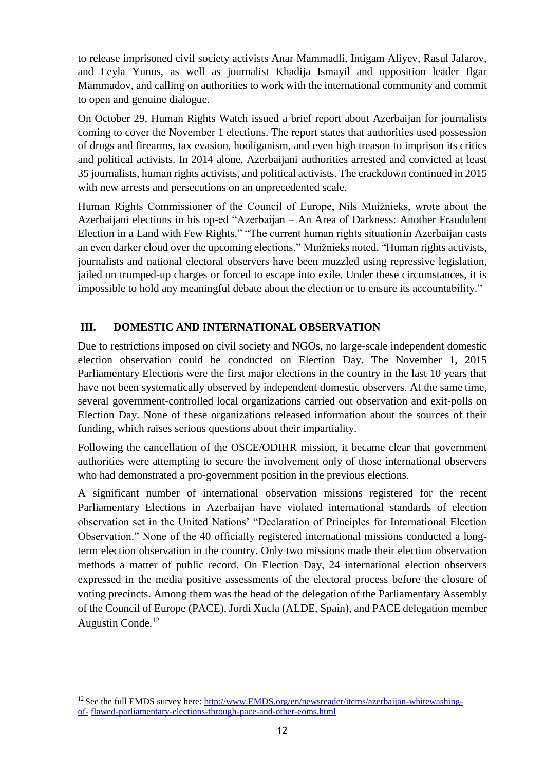to release imprisoned civil society activists Anar Mammadli, Intigam Aliyev, Rasul Jafarov, and Leyla Yunus, as well as journalist Khadija Ismayil and opposition leader Ilgar Mammadov, and calling on authorities to work with the international community and commit to open and genuine dialogue.

On October 29, Human Rights Watch issued a brief report about Azerbaijan for journalists coming to cover the November 1 elections. The report states that authorities used possession of drugs and firearms, tax evasion, hooliganism, and even high treason to imprison its critics and political activists. In 2014 alone, Azerbaijani authorities arrested and convicted at least 35 journalists, human rights activists, and political activists. The crackdown continued in 2015 with new arrests and persecutions on an unprecedented scale.

Human Rights Commissioner of the Council of Europe, Nils Muižnieks, wrote about the Azerbaijani elections in his op-ed "Azerbaijan – An Area of Darkness: Another Fraudulent Election in a Land with Few Rights." "The current human rights situation in Azerbaijan casts an even darker cloud over the upcoming elections," Muižnieks noted. "Human rights activists, journalists and national electoral observers have been muzzled using repressive legislation, jailed on trumped-up charges or forced to escape into exile. Under these circumstances, it is impossible to hold any meaningful debate about the election or to ensure its accountability."

## III. DOMESTIC AND INTERNATIONAL OBSERVATION

Due to restrictions imposed on civil society and NGOs, no large-scale independent domestic election observation could be conducted on Election Day. The November 1, 2015 Parliamentary Elections were the first major elections in the country in the last 10 years that have not been systematically observed by independent domestic observers. At the same time, several government-controlled local organizations carried out observation and exit-polls on Election Day. None of these organizations released information about the sources of their funding, which raises serious questions about their impartiality.

Following the cancellation of the OSCE/ODIHR mission, it became clear that government authorities were attempting to secure the involvement only of those international observers who had demonstrated a pro-government position in the previous elections.

A significant number of international observation missions registered for the recent Parliamentary Elections in Azerbaijan have violated international standards of election observation set in the United Nations' "Declaration of Principles for International Election Observation." None of the 40 officially registered international missions conducted a long-term election observation in the country. Only two missions made their election observation methods a matter of public record. On Election Day, 24 international election observers expressed in the media positive assessments of the electoral process before the closure of voting precincts. Among them was the head of the delegation of the Parliamentary Assembly of the Council of Europe (PACE), Jordi Xucla (ALDE, Spain), and PACE delegation member Augustin Conde.[12]

---

[12] See the full EMDS survey here: http://www.EMDS.org/en/newsreader/items/azerbaijan-whitewashing-of- flawed-parliamentary-elections-through-pace-and-other-eoms.html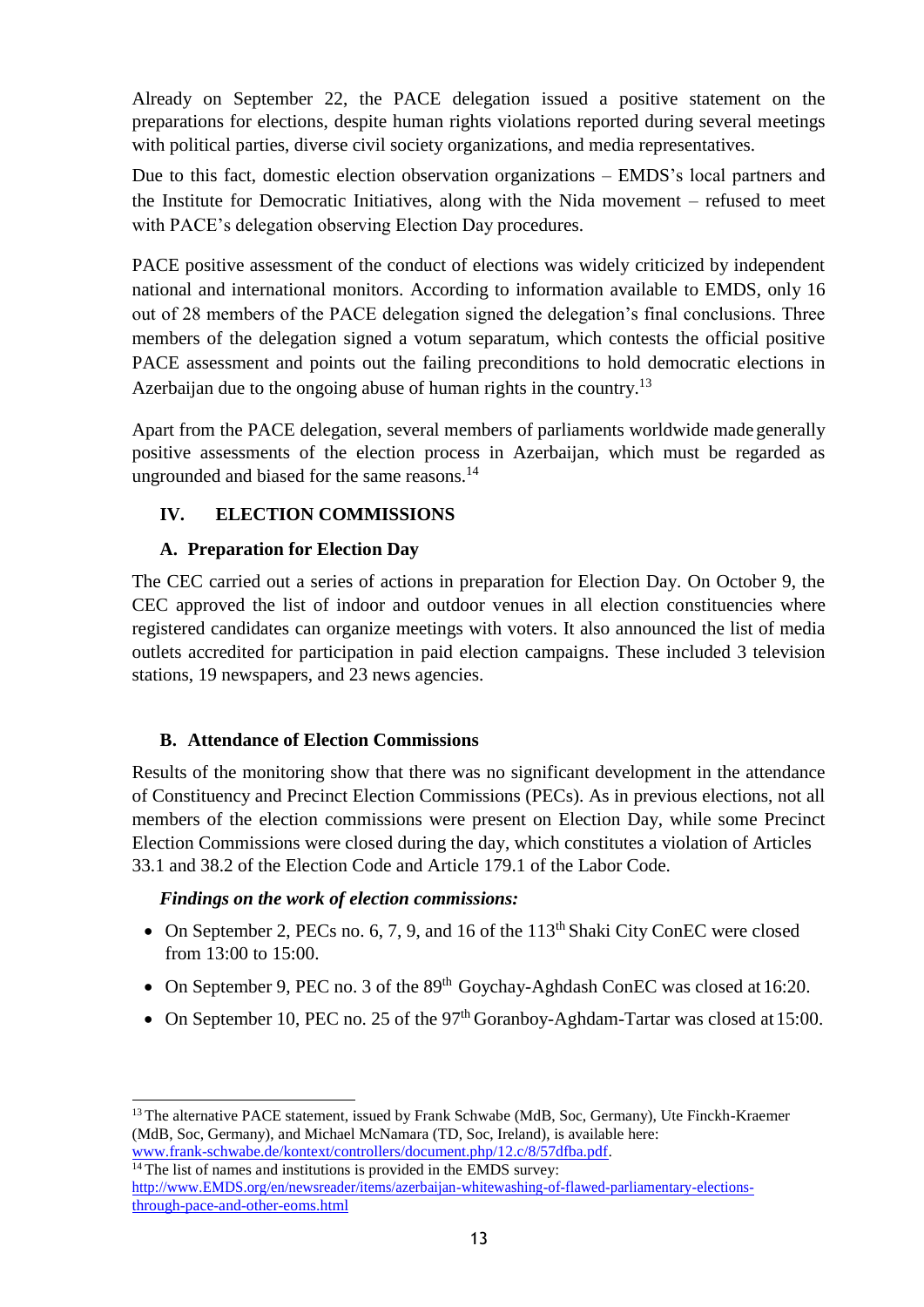Already on September 22, the PACE delegation issued a positive statement on the preparations for elections, despite human rights violations reported during several meetings with political parties, diverse civil society organizations, and media representatives.

Due to this fact, domestic election observation organizations – EMDS's local partners and the Institute for Democratic Initiatives, along with the Nida movement – refused to meet with PACE's delegation observing Election Day procedures.

PACE positive assessment of the conduct of elections was widely criticized by independent national and international monitors. According to information available to EMDS, only 16 out of 28 members of the PACE delegation signed the delegation's final conclusions. Three members of the delegation signed a votum separatum, which contests the official positive PACE assessment and points out the failing preconditions to hold democratic elections in Azerbaijan due to the ongoing abuse of human rights in the country.[13]

Apart from the PACE delegation, several members of parliaments worldwide made generally positive assessments of the election process in Azerbaijan, which must be regarded as ungrounded and biased for the same reasons.[14]

## IV. ELECTION COMMISSIONS

### A. Preparation for Election Day

The CEC carried out a series of actions in preparation for Election Day. On October 9, the CEC approved the list of indoor and outdoor venues in all election constituencies where registered candidates can organize meetings with voters. It also announced the list of media outlets accredited for participation in paid election campaigns. These included 3 television stations, 19 newspapers, and 23 news agencies.

### B. Attendance of Election Commissions

Results of the monitoring show that there was no significant development in the attendance of Constituency and Precinct Election Commissions (PECs). As in previous elections, not all members of the election commissions were present on Election Day, while some Precinct Election Commissions were closed during the day, which constitutes a violation of Articles 33.1 and 38.2 of the Election Code and Article 179.1 of the Labor Code.

***Findings on the work of election commissions:***

- On September 2, PECs no. 6, 7, 9, and 16 of the 113th Shaki City ConEC were closed from 13:00 to 15:00.
- On September 9, PEC no. 3 of the 89th Goychay-Aghdash ConEC was closed at 16:20.
- On September 10, PEC no. 25 of the 97th Goranboy-Aghdam-Tartar was closed at 15:00.

---

[13] The alternative PACE statement, issued by Frank Schwabe (MdB, Soc, Germany), Ute Finckh-Kraemer (MdB, Soc, Germany), and Michael McNamara (TD, Soc, Ireland), is available here: www.frank-schwabe.de/kontext/controllers/document.php/12.c/8/57dfba.pdf.

[14] The list of names and institutions is provided in the EMDS survey: http://www.EMDS.org/en/newsreader/items/azerbaijan-whitewashing-of-flawed-parliamentary-elections-through-pace-and-other-eoms.html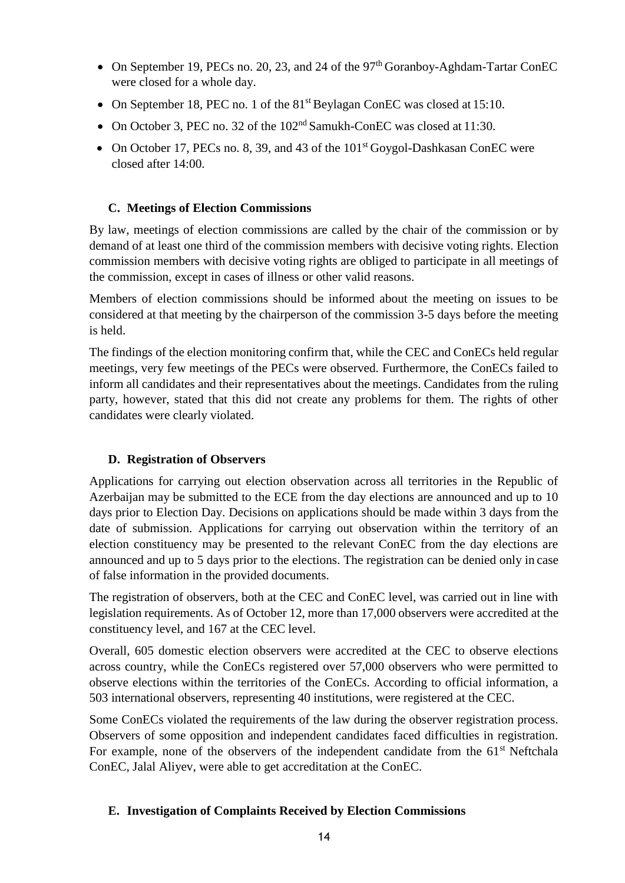- On September 19, PECs no. 20, 23, and 24 of the 97th Goranboy-Aghdam-Tartar ConEC were closed for a whole day.
- On September 18, PEC no. 1 of the 81st Beylagan ConEC was closed at 15:10.
- On October 3, PEC no. 32 of the 102nd Samukh-ConEC was closed at 11:30.
- On October 17, PECs no. 8, 39, and 43 of the 101st Goygol-Dashkasan ConEC were closed after 14:00.

### C. Meetings of Election Commissions

By law, meetings of election commissions are called by the chair of the commission or by demand of at least one third of the commission members with decisive voting rights. Election commission members with decisive voting rights are obliged to participate in all meetings of the commission, except in cases of illness or other valid reasons.

Members of election commissions should be informed about the meeting on issues to be considered at that meeting by the chairperson of the commission 3-5 days before the meeting is held.

The findings of the election monitoring confirm that, while the CEC and ConECs held regular meetings, very few meetings of the PECs were observed. Furthermore, the ConECs failed to inform all candidates and their representatives about the meetings. Candidates from the ruling party, however, stated that this did not create any problems for them. The rights of other candidates were clearly violated.

### D. Registration of Observers

Applications for carrying out election observation across all territories in the Republic of Azerbaijan may be submitted to the ECE from the day elections are announced and up to 10 days prior to Election Day. Decisions on applications should be made within 3 days from the date of submission. Applications for carrying out observation within the territory of an election constituency may be presented to the relevant ConEC from the day elections are announced and up to 5 days prior to the elections. The registration can be denied only in case of false information in the provided documents.

The registration of observers, both at the CEC and ConEC level, was carried out in line with legislation requirements. As of October 12, more than 17,000 observers were accredited at the constituency level, and 167 at the CEC level.

Overall, 605 domestic election observers were accredited at the CEC to observe elections across country, while the ConECs registered over 57,000 observers who were permitted to observe elections within the territories of the ConECs. According to official information, a 503 international observers, representing 40 institutions, were registered at the CEC.

Some ConECs violated the requirements of the law during the observer registration process. Observers of some opposition and independent candidates faced difficulties in registration. For example, none of the observers of the independent candidate from the 61st Neftchala ConEC, Jalal Aliyev, were able to get accreditation at the ConEC.

### E. Investigation of Complaints Received by Election Commissions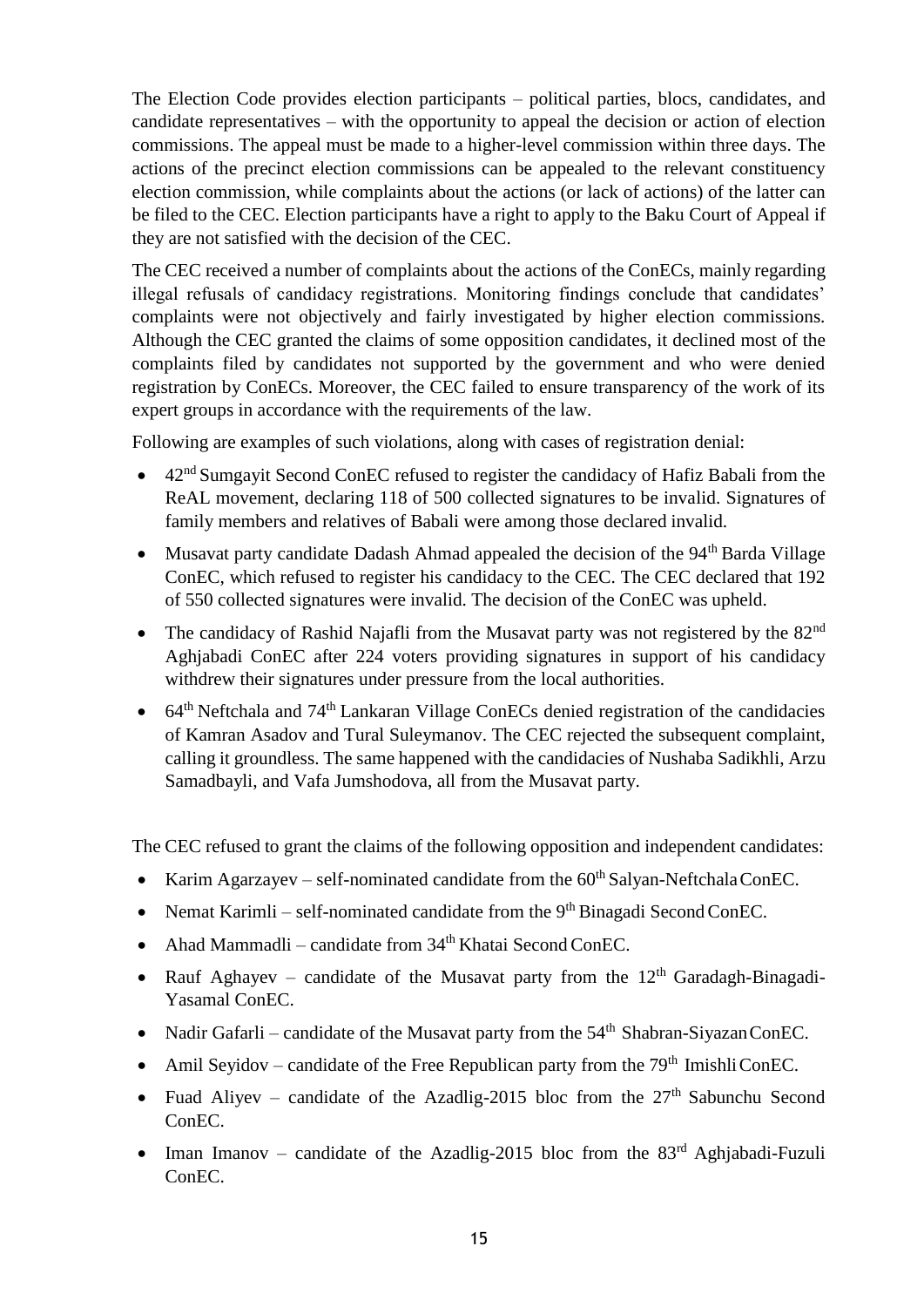The Election Code provides election participants – political parties, blocs, candidates, and candidate representatives – with the opportunity to appeal the decision or action of election commissions. The appeal must be made to a higher-level commission within three days. The actions of the precinct election commissions can be appealed to the relevant constituency election commission, while complaints about the actions (or lack of actions) of the latter can be filed to the CEC. Election participants have a right to apply to the Baku Court of Appeal if they are not satisfied with the decision of the CEC.

The CEC received a number of complaints about the actions of the ConECs, mainly regarding illegal refusals of candidacy registrations. Monitoring findings conclude that candidates' complaints were not objectively and fairly investigated by higher election commissions. Although the CEC granted the claims of some opposition candidates, it declined most of the complaints filed by candidates not supported by the government and who were denied registration by ConECs. Moreover, the CEC failed to ensure transparency of the work of its expert groups in accordance with the requirements of the law.

Following are examples of such violations, along with cases of registration denial:

- 42nd Sumgayit Second ConEC refused to register the candidacy of Hafiz Babali from the ReAL movement, declaring 118 of 500 collected signatures to be invalid. Signatures of family members and relatives of Babali were among those declared invalid.
- Musavat party candidate Dadash Ahmad appealed the decision of the 94th Barda Village ConEC, which refused to register his candidacy to the CEC. The CEC declared that 192 of 550 collected signatures were invalid. The decision of the ConEC was upheld.
- The candidacy of Rashid Najafli from the Musavat party was not registered by the 82nd Aghjabadi ConEC after 224 voters providing signatures in support of his candidacy withdrew their signatures under pressure from the local authorities.
- 64th Neftchala and 74th Lankaran Village ConECs denied registration of the candidacies of Kamran Asadov and Tural Suleymanov. The CEC rejected the subsequent complaint, calling it groundless. The same happened with the candidacies of Nushaba Sadikhli, Arzu Samadbayli, and Vafa Jumshodova, all from the Musavat party.

The CEC refused to grant the claims of the following opposition and independent candidates:

- Karim Agarzayev – self-nominated candidate from the 60th Salyan-Neftchala ConEC.
- Nemat Karimli – self-nominated candidate from the 9th Binagadi Second ConEC.
- Ahad Mammadli – candidate from 34th Khatai Second ConEC.
- Rauf Aghayev – candidate of the Musavat party from the 12th Garadagh-Binagadi-Yasamal ConEC.
- Nadir Gafarli – candidate of the Musavat party from the 54th Shabran-Siyazan ConEC.
- Amil Seyidov – candidate of the Free Republican party from the 79th Imishli ConEC.
- Fuad Aliyev – candidate of the Azadlig-2015 bloc from the 27th Sabunchu Second ConEC.
- Iman Imanov – candidate of the Azadlig-2015 bloc from the 83rd Aghjabadi-Fuzuli ConEC.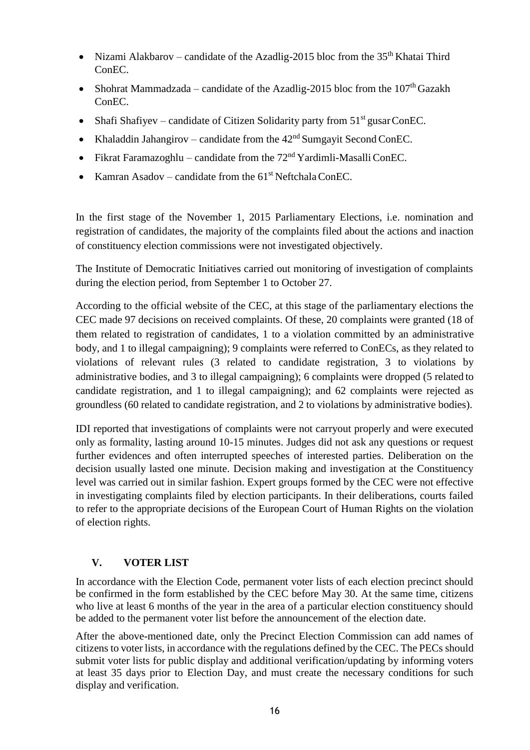- Nizami Alakbarov – candidate of the Azadlig-2015 bloc from the 35th Khatai Third ConEC.
- Shohrat Mammadzada – candidate of the Azadlig-2015 bloc from the 107th Gazakh ConEC.
- Shafi Shafiyev – candidate of Citizen Solidarity party from 51st gusar ConEC.
- Khaladdin Jahangirov – candidate from the 42nd Sumgayit Second ConEC.
- Fikrat Faramazoghlu – candidate from the 72nd Yardimli-Masalli ConEC.
- Kamran Asadov – candidate from the 61st Neftchala ConEC.

In the first stage of the November 1, 2015 Parliamentary Elections, i.e. nomination and registration of candidates, the majority of the complaints filed about the actions and inaction of constituency election commissions were not investigated objectively.

The Institute of Democratic Initiatives carried out monitoring of investigation of complaints during the election period, from September 1 to October 27.

According to the official website of the CEC, at this stage of the parliamentary elections the CEC made 97 decisions on received complaints. Of these, 20 complaints were granted (18 of them related to registration of candidates, 1 to a violation committed by an administrative body, and 1 to illegal campaigning); 9 complaints were referred to ConECs, as they related to violations of relevant rules (3 related to candidate registration, 3 to violations by administrative bodies, and 3 to illegal campaigning); 6 complaints were dropped (5 related to candidate registration, and 1 to illegal campaigning); and 62 complaints were rejected as groundless (60 related to candidate registration, and 2 to violations by administrative bodies).

IDI reported that investigations of complaints were not carryout properly and were executed only as formality, lasting around 10-15 minutes. Judges did not ask any questions or request further evidences and often interrupted speeches of interested parties. Deliberation on the decision usually lasted one minute. Decision making and investigation at the Constituency level was carried out in similar fashion. Expert groups formed by the CEC were not effective in investigating complaints filed by election participants. In their deliberations, courts failed to refer to the appropriate decisions of the European Court of Human Rights on the violation of election rights.

## V. VOTER LIST

In accordance with the Election Code, permanent voter lists of each election precinct should be confirmed in the form established by the CEC before May 30. At the same time, citizens who live at least 6 months of the year in the area of a particular election constituency should be added to the permanent voter list before the announcement of the election date.

After the above-mentioned date, only the Precinct Election Commission can add names of citizens to voter lists, in accordance with the regulations defined by the CEC. The PECs should submit voter lists for public display and additional verification/updating by informing voters at least 35 days prior to Election Day, and must create the necessary conditions for such display and verification.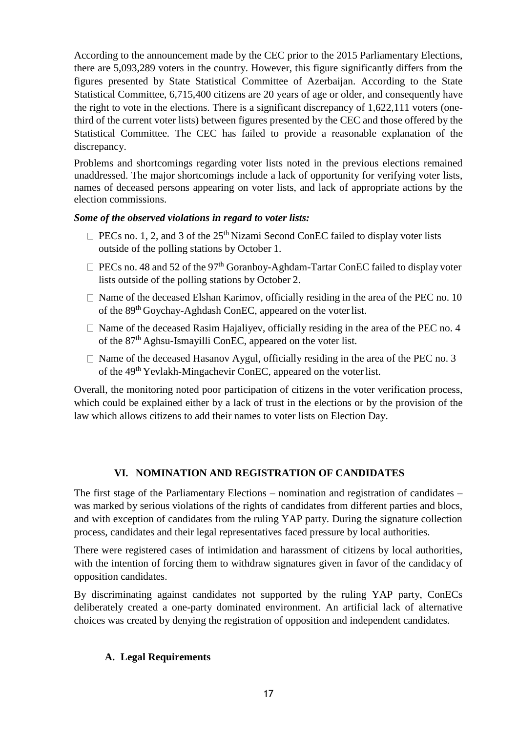According to the announcement made by the CEC prior to the 2015 Parliamentary Elections, there are 5,093,289 voters in the country. However, this figure significantly differs from the figures presented by State Statistical Committee of Azerbaijan. According to the State Statistical Committee, 6,715,400 citizens are 20 years of age or older, and consequently have the right to vote in the elections. There is a significant discrepancy of 1,622,111 voters (one-third of the current voter lists) between figures presented by the CEC and those offered by the Statistical Committee. The CEC has failed to provide a reasonable explanation of the discrepancy.

Problems and shortcomings regarding voter lists noted in the previous elections remained unaddressed. The major shortcomings include a lack of opportunity for verifying voter lists, names of deceased persons appearing on voter lists, and lack of appropriate actions by the election commissions.

***Some of the observed violations in regard to voter lists:***

- PECs no. 1, 2, and 3 of the 25th Nizami Second ConEC failed to display voter lists outside of the polling stations by October 1.
- PECs no. 48 and 52 of the 97th Goranboy-Aghdam-Tartar ConEC failed to display voter lists outside of the polling stations by October 2.
- Name of the deceased Elshan Karimov, officially residing in the area of the PEC no. 10 of the 89th Goychay-Aghdash ConEC, appeared on the voter list.
- Name of the deceased Rasim Hajaliyev, officially residing in the area of the PEC no. 4 of the 87th Aghsu-Ismayilli ConEC, appeared on the voter list.
- Name of the deceased Hasanov Aygul, officially residing in the area of the PEC no. 3 of the 49th Yevlakh-Mingachevir ConEC, appeared on the voter list.

Overall, the monitoring noted poor participation of citizens in the voter verification process, which could be explained either by a lack of trust in the elections or by the provision of the law which allows citizens to add their names to voter lists on Election Day.

## VI. NOMINATION AND REGISTRATION OF CANDIDATES

The first stage of the Parliamentary Elections – nomination and registration of candidates – was marked by serious violations of the rights of candidates from different parties and blocs, and with exception of candidates from the ruling YAP party. During the signature collection process, candidates and their legal representatives faced pressure by local authorities.

There were registered cases of intimidation and harassment of citizens by local authorities, with the intention of forcing them to withdraw signatures given in favor of the candidacy of opposition candidates.

By discriminating against candidates not supported by the ruling YAP party, ConECs deliberately created a one-party dominated environment. An artificial lack of alternative choices was created by denying the registration of opposition and independent candidates.

### A. Legal Requirements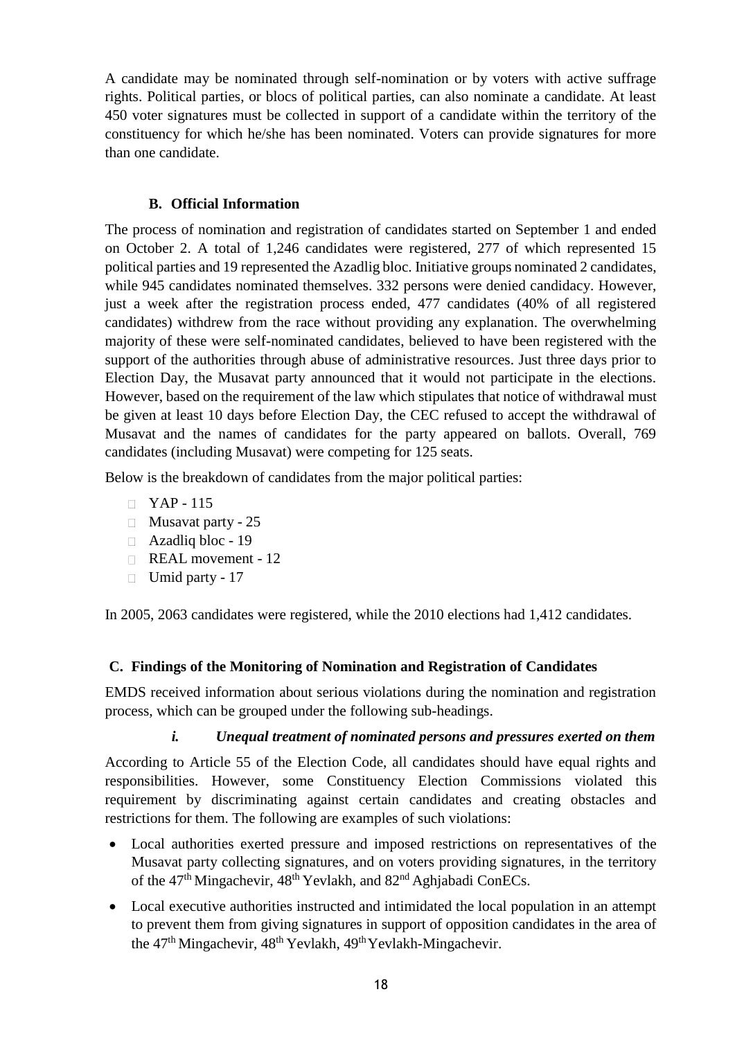A candidate may be nominated through self-nomination or by voters with active suffrage rights. Political parties, or blocs of political parties, can also nominate a candidate. At least 450 voter signatures must be collected in support of a candidate within the territory of the constituency for which he/she has been nominated. Voters can provide signatures for more than one candidate.

### B. Official Information

The process of nomination and registration of candidates started on September 1 and ended on October 2. A total of 1,246 candidates were registered, 277 of which represented 15 political parties and 19 represented the Azadlig bloc. Initiative groups nominated 2 candidates, while 945 candidates nominated themselves. 332 persons were denied candidacy. However, just a week after the registration process ended, 477 candidates (40% of all registered candidates) withdrew from the race without providing any explanation. The overwhelming majority of these were self-nominated candidates, believed to have been registered with the support of the authorities through abuse of administrative resources. Just three days prior to Election Day, the Musavat party announced that it would not participate in the elections. However, based on the requirement of the law which stipulates that notice of withdrawal must be given at least 10 days before Election Day, the CEC refused to accept the withdrawal of Musavat and the names of candidates for the party appeared on ballots. Overall, 769 candidates (including Musavat) were competing for 125 seats.

Below is the breakdown of candidates from the major political parties:

- YAP - 115
- Musavat party - 25
- Azadliq bloc - 19
- REAL movement - 12
- Umid party - 17

In 2005, 2063 candidates were registered, while the 2010 elections had 1,412 candidates.

### C. Findings of the Monitoring of Nomination and Registration of Candidates

EMDS received information about serious violations during the nomination and registration process, which can be grouped under the following sub-headings.

#### *i. Unequal treatment of nominated persons and pressures exerted on them*

According to Article 55 of the Election Code, all candidates should have equal rights and responsibilities. However, some Constituency Election Commissions violated this requirement by discriminating against certain candidates and creating obstacles and restrictions for them. The following are examples of such violations:

- Local authorities exerted pressure and imposed restrictions on representatives of the Musavat party collecting signatures, and on voters providing signatures, in the territory of the 47th Mingachevir, 48th Yevlakh, and 82nd Aghjabadi ConECs.
- Local executive authorities instructed and intimidated the local population in an attempt to prevent them from giving signatures in support of opposition candidates in the area of the 47th Mingachevir, 48th Yevlakh, 49th Yevlakh-Mingachevir.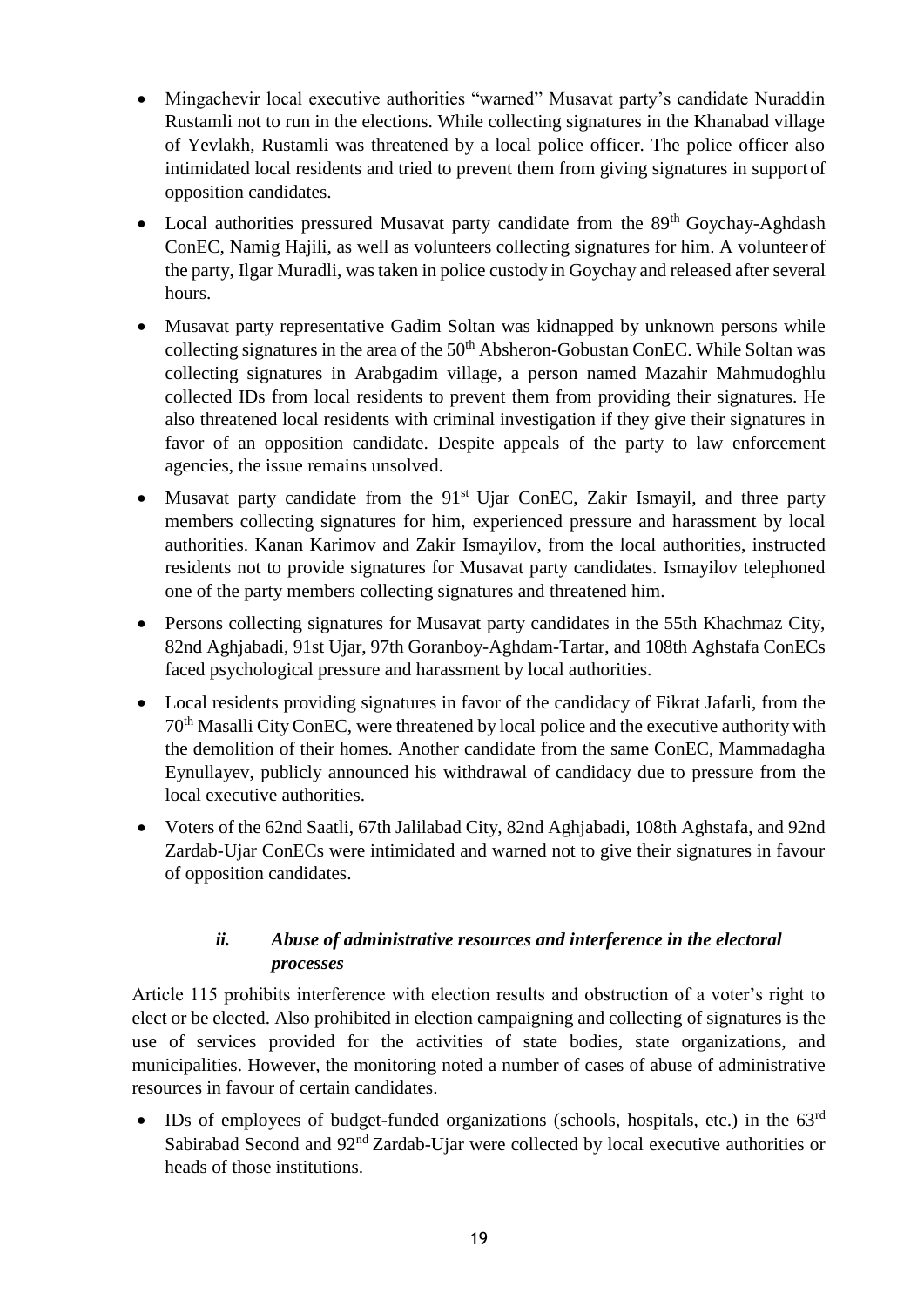- Mingachevir local executive authorities "warned" Musavat party's candidate Nuraddin Rustamli not to run in the elections. While collecting signatures in the Khanabad village of Yevlakh, Rustamli was threatened by a local police officer. The police officer also intimidated local residents and tried to prevent them from giving signatures in support of opposition candidates.
- Local authorities pressured Musavat party candidate from the 89th Goychay-Aghdash ConEC, Namig Hajili, as well as volunteers collecting signatures for him. A volunteer of the party, Ilgar Muradli, was taken in police custody in Goychay and released after several hours.
- Musavat party representative Gadim Soltan was kidnapped by unknown persons while collecting signatures in the area of the 50th Absheron-Gobustan ConEC. While Soltan was collecting signatures in Arabgadim village, a person named Mazahir Mahmudoghlu collected IDs from local residents to prevent them from providing their signatures. He also threatened local residents with criminal investigation if they give their signatures in favor of an opposition candidate. Despite appeals of the party to law enforcement agencies, the issue remains unsolved.
- Musavat party candidate from the 91st Ujar ConEC, Zakir Ismayil, and three party members collecting signatures for him, experienced pressure and harassment by local authorities. Kanan Karimov and Zakir Ismayilov, from the local authorities, instructed residents not to provide signatures for Musavat party candidates. Ismayilov telephoned one of the party members collecting signatures and threatened him.
- Persons collecting signatures for Musavat party candidates in the 55th Khachmaz City, 82nd Aghjabadi, 91st Ujar, 97th Goranboy-Aghdam-Tartar, and 108th Aghstafa ConECs faced psychological pressure and harassment by local authorities.
- Local residents providing signatures in favor of the candidacy of Fikrat Jafarli, from the 70th Masalli City ConEC, were threatened by local police and the executive authority with the demolition of their homes. Another candidate from the same ConEC, Mammadagha Eynullayev, publicly announced his withdrawal of candidacy due to pressure from the local executive authorities.
- Voters of the 62nd Saatli, 67th Jalilabad City, 82nd Aghjabadi, 108th Aghstafa, and 92nd Zardab-Ujar ConECs were intimidated and warned not to give their signatures in favour of opposition candidates.

### *ii. Abuse of administrative resources and interference in the electoral processes*

Article 115 prohibits interference with election results and obstruction of a voter's right to elect or be elected. Also prohibited in election campaigning and collecting of signatures is the use of services provided for the activities of state bodies, state organizations, and municipalities. However, the monitoring noted a number of cases of abuse of administrative resources in favour of certain candidates.

- IDs of employees of budget-funded organizations (schools, hospitals, etc.) in the 63rd Sabirabad Second and 92nd Zardab-Ujar were collected by local executive authorities or heads of those institutions.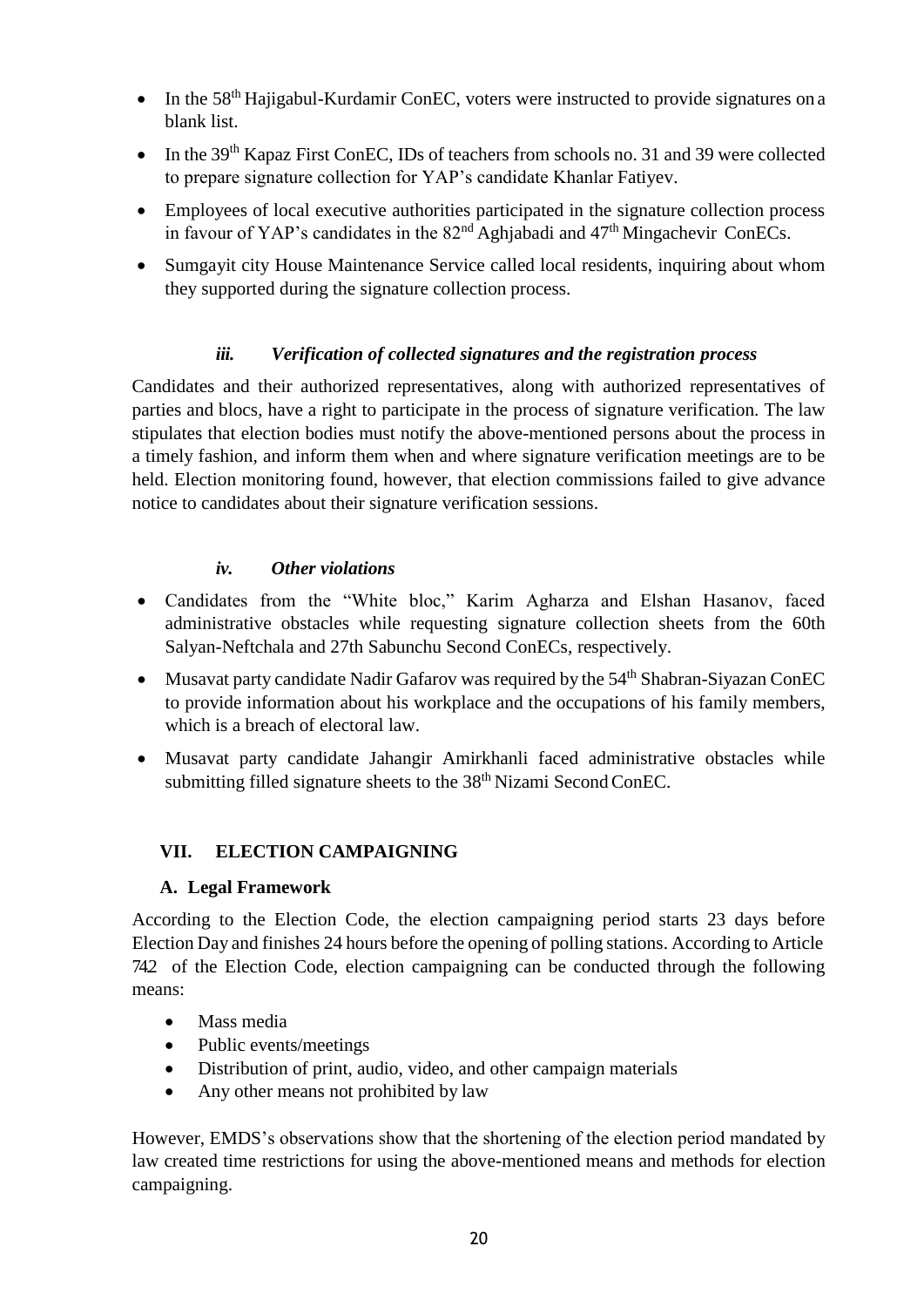- In the 58th Hajigabul-Kurdamir ConEC, voters were instructed to provide signatures on a blank list.
- In the 39th Kapaz First ConEC, IDs of teachers from schools no. 31 and 39 were collected to prepare signature collection for YAP's candidate Khanlar Fatiyev.
- Employees of local executive authorities participated in the signature collection process in favour of YAP's candidates in the 82nd Aghjabadi and 47th Mingachevir ConECs.
- Sumgayit city House Maintenance Service called local residents, inquiring about whom they supported during the signature collection process.

#### *iii. Verification of collected signatures and the registration process*

Candidates and their authorized representatives, along with authorized representatives of parties and blocs, have a right to participate in the process of signature verification. The law stipulates that election bodies must notify the above-mentioned persons about the process in a timely fashion, and inform them when and where signature verification meetings are to be held. Election monitoring found, however, that election commissions failed to give advance notice to candidates about their signature verification sessions.

#### *iv. Other violations*

- Candidates from the "White bloc," Karim Agharza and Elshan Hasanov, faced administrative obstacles while requesting signature collection sheets from the 60th Salyan-Neftchala and 27th Sabunchu Second ConECs, respectively.
- Musavat party candidate Nadir Gafarov was required by the 54th Shabran-Siyazan ConEC to provide information about his workplace and the occupations of his family members, which is a breach of electoral law.
- Musavat party candidate Jahangir Amirkhanli faced administrative obstacles while submitting filled signature sheets to the 38th Nizami Second ConEC.

## VII. ELECTION CAMPAIGNING

### A. Legal Framework

According to the Election Code, the election campaigning period starts 23 days before Election Day and finishes 24 hours before the opening of polling stations. According to Article 74.2 of the Election Code, election campaigning can be conducted through the following means:

- Mass media
- Public events/meetings
- Distribution of print, audio, video, and other campaign materials
- Any other means not prohibited by law

However, EMDS's observations show that the shortening of the election period mandated by law created time restrictions for using the above-mentioned means and methods for election campaigning.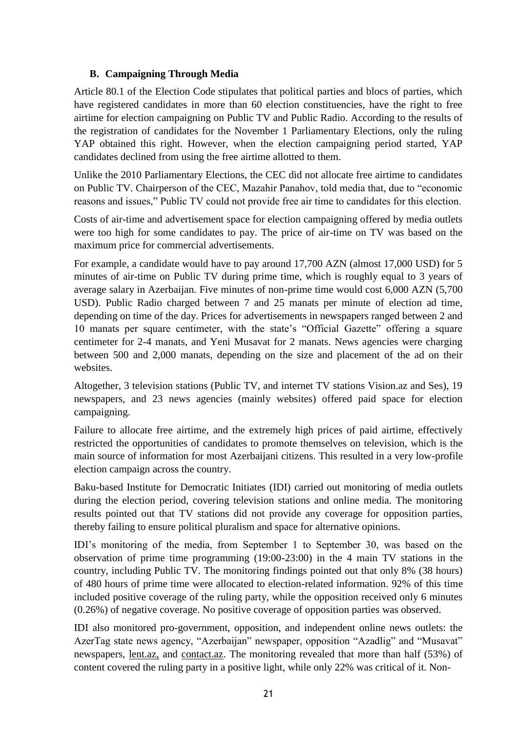## B. Campaigning Through Media

Article 80.1 of the Election Code stipulates that political parties and blocs of parties, which have registered candidates in more than 60 election constituencies, have the right to free airtime for election campaigning on Public TV and Public Radio. According to the results of the registration of candidates for the November 1 Parliamentary Elections, only the ruling YAP obtained this right. However, when the election campaigning period started, YAP candidates declined from using the free airtime allotted to them.

Unlike the 2010 Parliamentary Elections, the CEC did not allocate free airtime to candidates on Public TV. Chairperson of the CEC, Mazahir Panahov, told media that, due to "economic reasons and issues," Public TV could not provide free air time to candidates for this election.

Costs of air-time and advertisement space for election campaigning offered by media outlets were too high for some candidates to pay. The price of air-time on TV was based on the maximum price for commercial advertisements.

For example, a candidate would have to pay around 17,700 AZN (almost 17,000 USD) for 5 minutes of air-time on Public TV during prime time, which is roughly equal to 3 years of average salary in Azerbaijan. Five minutes of non-prime time would cost 6,000 AZN (5,700 USD). Public Radio charged between 7 and 25 manats per minute of election ad time, depending on time of the day. Prices for advertisements in newspapers ranged between 2 and 10 manats per square centimeter, with the state's "Official Gazette" offering a square centimeter for 2-4 manats, and Yeni Musavat for 2 manats. News agencies were charging between 500 and 2,000 manats, depending on the size and placement of the ad on their websites.

Altogether, 3 television stations (Public TV, and internet TV stations Vision.az and Ses), 19 newspapers, and 23 news agencies (mainly websites) offered paid space for election campaigning.

Failure to allocate free airtime, and the extremely high prices of paid airtime, effectively restricted the opportunities of candidates to promote themselves on television, which is the main source of information for most Azerbaijani citizens. This resulted in a very low-profile election campaign across the country.

Baku-based Institute for Democratic Initiates (IDI) carried out monitoring of media outlets during the election period, covering television stations and online media. The monitoring results pointed out that TV stations did not provide any coverage for opposition parties, thereby failing to ensure political pluralism and space for alternative opinions.

IDI's monitoring of the media, from September 1 to September 30, was based on the observation of prime time programming (19:00-23:00) in the 4 main TV stations in the country, including Public TV. The monitoring findings pointed out that only 8% (38 hours) of 480 hours of prime time were allocated to election-related information. 92% of this time included positive coverage of the ruling party, while the opposition received only 6 minutes (0.26%) of negative coverage. No positive coverage of opposition parties was observed.

IDI also monitored pro-government, opposition, and independent online news outlets: the AzerTag state news agency, "Azerbaijan" newspaper, opposition "Azadlig" and "Musavat" newspapers, lent.az, and contact.az. The monitoring revealed that more than half (53%) of content covered the ruling party in a positive light, while only 22% was critical of it. Non-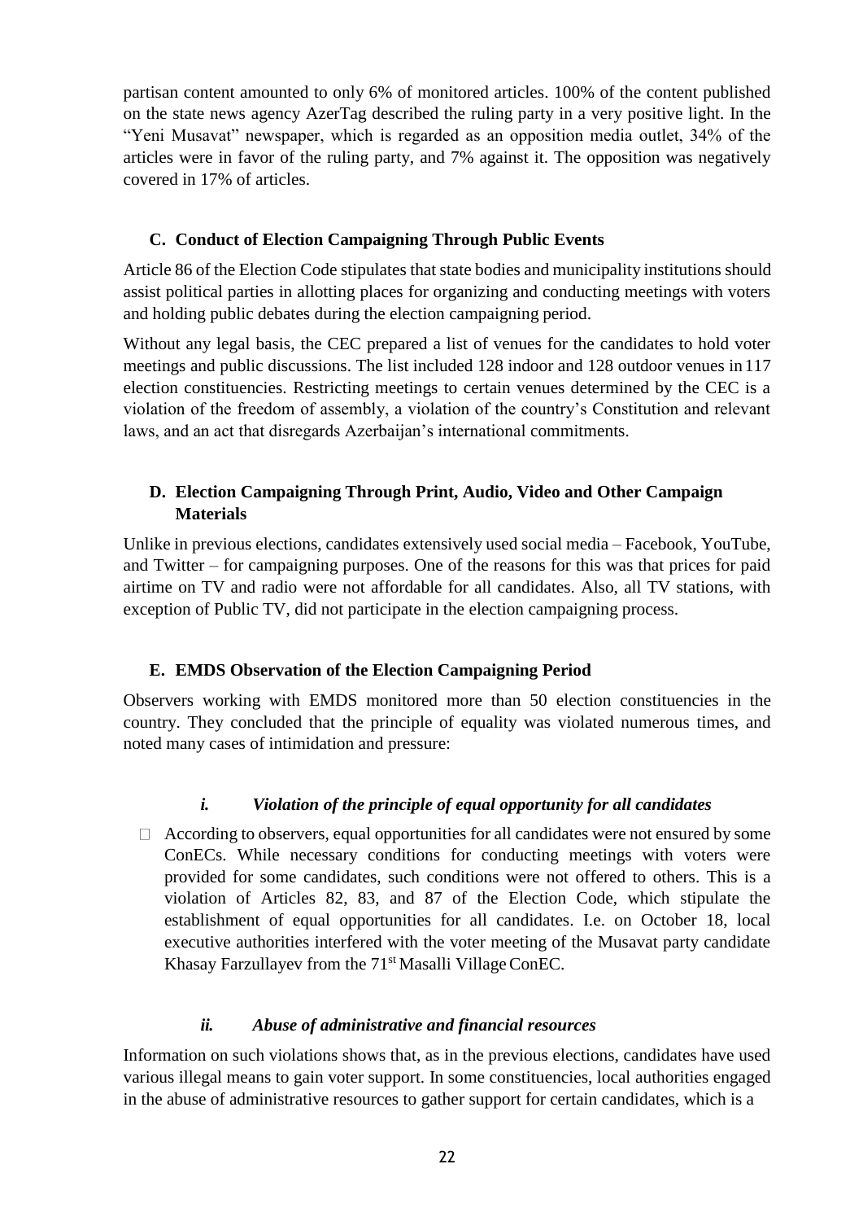partisan content amounted to only 6% of monitored articles. 100% of the content published on the state news agency AzerTag described the ruling party in a very positive light. In the "Yeni Musavat" newspaper, which is regarded as an opposition media outlet, 34% of the articles were in favor of the ruling party, and 7% against it. The opposition was negatively covered in 17% of articles.

### C. Conduct of Election Campaigning Through Public Events

Article 86 of the Election Code stipulates that state bodies and municipality institutions should assist political parties in allotting places for organizing and conducting meetings with voters and holding public debates during the election campaigning period.

Without any legal basis, the CEC prepared a list of venues for the candidates to hold voter meetings and public discussions. The list included 128 indoor and 128 outdoor venues in 117 election constituencies. Restricting meetings to certain venues determined by the CEC is a violation of the freedom of assembly, a violation of the country's Constitution and relevant laws, and an act that disregards Azerbaijan's international commitments.

### D. Election Campaigning Through Print, Audio, Video and Other Campaign Materials

Unlike in previous elections, candidates extensively used social media – Facebook, YouTube, and Twitter – for campaigning purposes. One of the reasons for this was that prices for paid airtime on TV and radio were not affordable for all candidates. Also, all TV stations, with exception of Public TV, did not participate in the election campaigning process.

### E. EMDS Observation of the Election Campaigning Period

Observers working with EMDS monitored more than 50 election constituencies in the country. They concluded that the principle of equality was violated numerous times, and noted many cases of intimidation and pressure:

#### *i. Violation of the principle of equal opportunity for all candidates*

- According to observers, equal opportunities for all candidates were not ensured by some ConECs. While necessary conditions for conducting meetings with voters were provided for some candidates, such conditions were not offered to others. This is a violation of Articles 82, 83, and 87 of the Election Code, which stipulate the establishment of equal opportunities for all candidates. I.e. on October 18, local executive authorities interfered with the voter meeting of the Musavat party candidate Khasay Farzullayev from the 71st Masalli Village ConEC.

#### *ii. Abuse of administrative and financial resources*

Information on such violations shows that, as in the previous elections, candidates have used various illegal means to gain voter support. In some constituencies, local authorities engaged in the abuse of administrative resources to gather support for certain candidates, which is a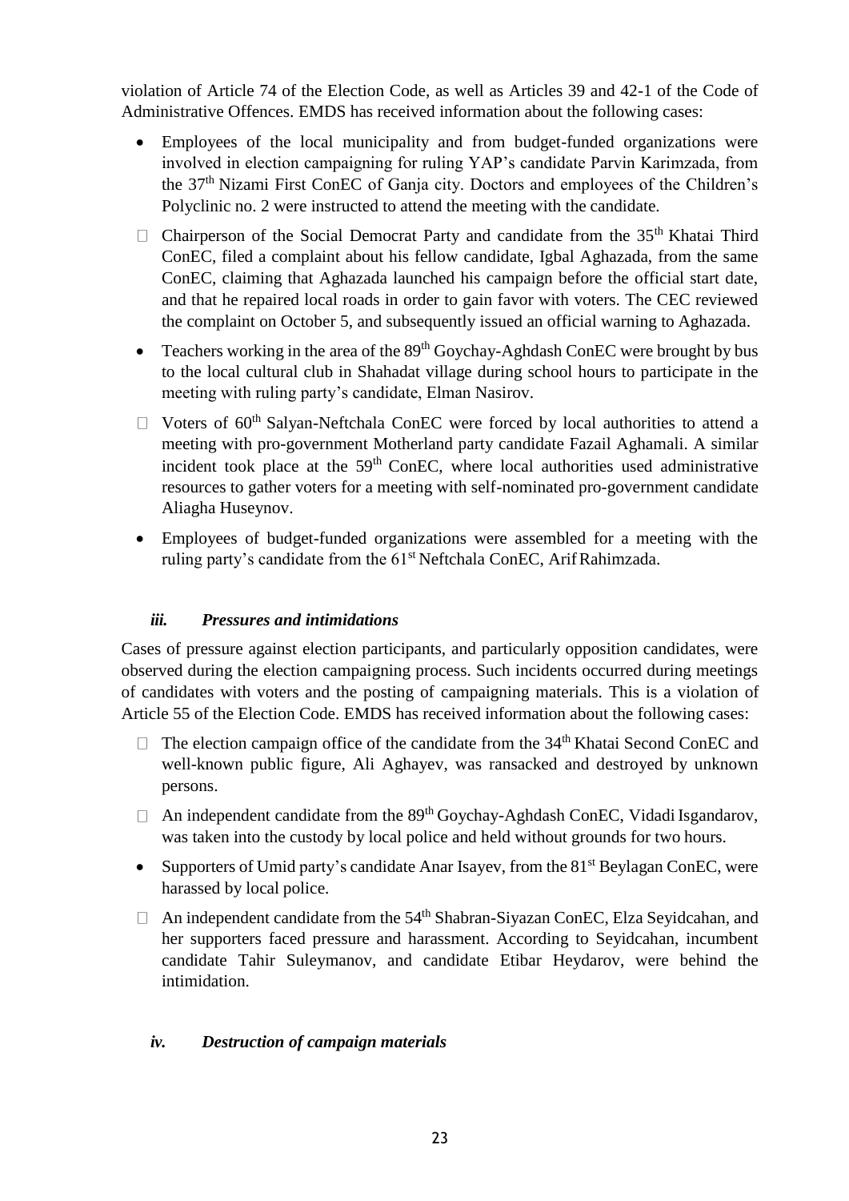violation of Article 74 of the Election Code, as well as Articles 39 and 42-1 of the Code of Administrative Offences. EMDS has received information about the following cases:

- Employees of the local municipality and from budget-funded organizations were involved in election campaigning for ruling YAP's candidate Parvin Karimzada, from the 37th Nizami First ConEC of Ganja city. Doctors and employees of the Children's Polyclinic no. 2 were instructed to attend the meeting with the candidate.
- Chairperson of the Social Democrat Party and candidate from the 35th Khatai Third ConEC, filed a complaint about his fellow candidate, Igbal Aghazada, from the same ConEC, claiming that Aghazada launched his campaign before the official start date, and that he repaired local roads in order to gain favor with voters. The CEC reviewed the complaint on October 5, and subsequently issued an official warning to Aghazada.
- Teachers working in the area of the 89th Goychay-Aghdash ConEC were brought by bus to the local cultural club in Shahadat village during school hours to participate in the meeting with ruling party's candidate, Elman Nasirov.
- Voters of 60th Salyan-Neftchala ConEC were forced by local authorities to attend a meeting with pro-government Motherland party candidate Fazail Aghamali. A similar incident took place at the 59th ConEC, where local authorities used administrative resources to gather voters for a meeting with self-nominated pro-government candidate Aliagha Huseynov.
- Employees of budget-funded organizations were assembled for a meeting with the ruling party's candidate from the 61st Neftchala ConEC, Arif Rahimzada.

### *iii. Pressures and intimidations*

Cases of pressure against election participants, and particularly opposition candidates, were observed during the election campaigning process. Such incidents occurred during meetings of candidates with voters and the posting of campaigning materials. This is a violation of Article 55 of the Election Code. EMDS has received information about the following cases:

- The election campaign office of the candidate from the 34th Khatai Second ConEC and well-known public figure, Ali Aghayev, was ransacked and destroyed by unknown persons.
- An independent candidate from the 89th Goychay-Aghdash ConEC, Vidadi Isgandarov, was taken into the custody by local police and held without grounds for two hours.
- Supporters of Umid party's candidate Anar Isayev, from the 81st Beylagan ConEC, were harassed by local police.
- An independent candidate from the 54th Shabran-Siyazan ConEC, Elza Seyidcahan, and her supporters faced pressure and harassment. According to Seyidcahan, incumbent candidate Tahir Suleymanov, and candidate Etibar Heydarov, were behind the intimidation.

### *iv. Destruction of campaign materials*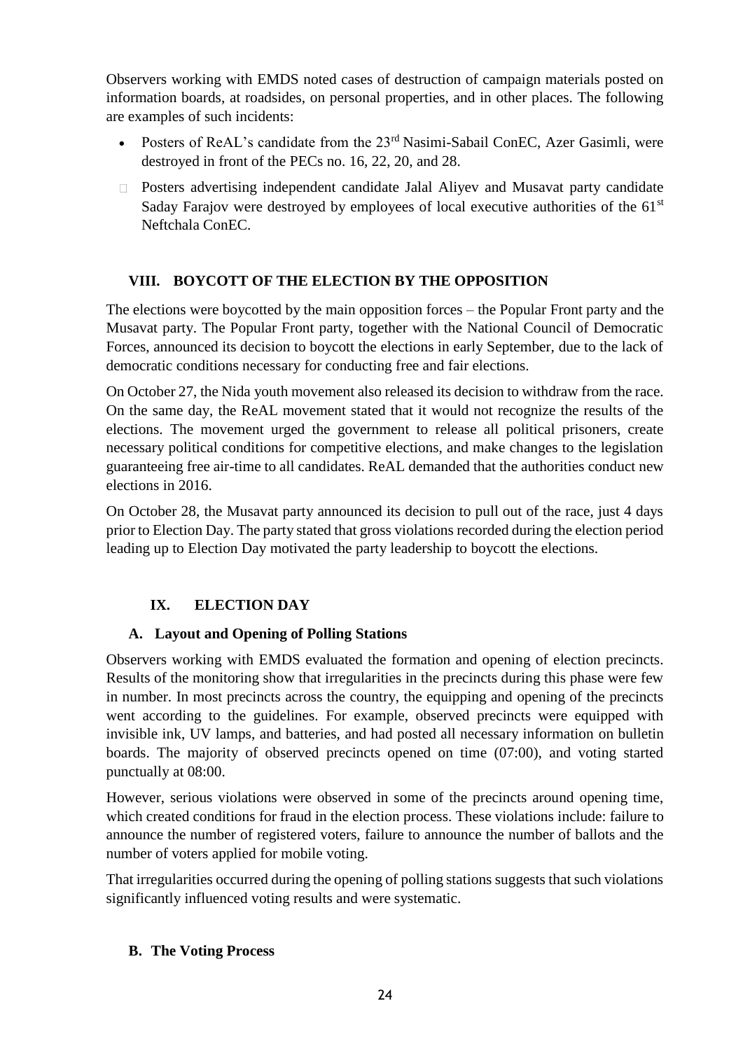Observers working with EMDS noted cases of destruction of campaign materials posted on information boards, at roadsides, on personal properties, and in other places. The following are examples of such incidents:

- Posters of ReAL's candidate from the 23rd Nasimi-Sabail ConEC, Azer Gasimli, were destroyed in front of the PECs no. 16, 22, 20, and 28.
- Posters advertising independent candidate Jalal Aliyev and Musavat party candidate Saday Farajov were destroyed by employees of local executive authorities of the 61st Neftchala ConEC.

## VIII. BOYCOTT OF THE ELECTION BY THE OPPOSITION

The elections were boycotted by the main opposition forces – the Popular Front party and the Musavat party. The Popular Front party, together with the National Council of Democratic Forces, announced its decision to boycott the elections in early September, due to the lack of democratic conditions necessary for conducting free and fair elections.

On October 27, the Nida youth movement also released its decision to withdraw from the race. On the same day, the ReAL movement stated that it would not recognize the results of the elections. The movement urged the government to release all political prisoners, create necessary political conditions for competitive elections, and make changes to the legislation guaranteeing free air-time to all candidates. ReAL demanded that the authorities conduct new elections in 2016.

On October 28, the Musavat party announced its decision to pull out of the race, just 4 days prior to Election Day. The party stated that gross violations recorded during the election period leading up to Election Day motivated the party leadership to boycott the elections.

## IX. ELECTION DAY

### A. Layout and Opening of Polling Stations

Observers working with EMDS evaluated the formation and opening of election precincts. Results of the monitoring show that irregularities in the precincts during this phase were few in number. In most precincts across the country, the equipping and opening of the precincts went according to the guidelines. For example, observed precincts were equipped with invisible ink, UV lamps, and batteries, and had posted all necessary information on bulletin boards. The majority of observed precincts opened on time (07:00), and voting started punctually at 08:00.

However, serious violations were observed in some of the precincts around opening time, which created conditions for fraud in the election process. These violations include: failure to announce the number of registered voters, failure to announce the number of ballots and the number of voters applied for mobile voting.

That irregularities occurred during the opening of polling stations suggests that such violations significantly influenced voting results and were systematic.

### B. The Voting Process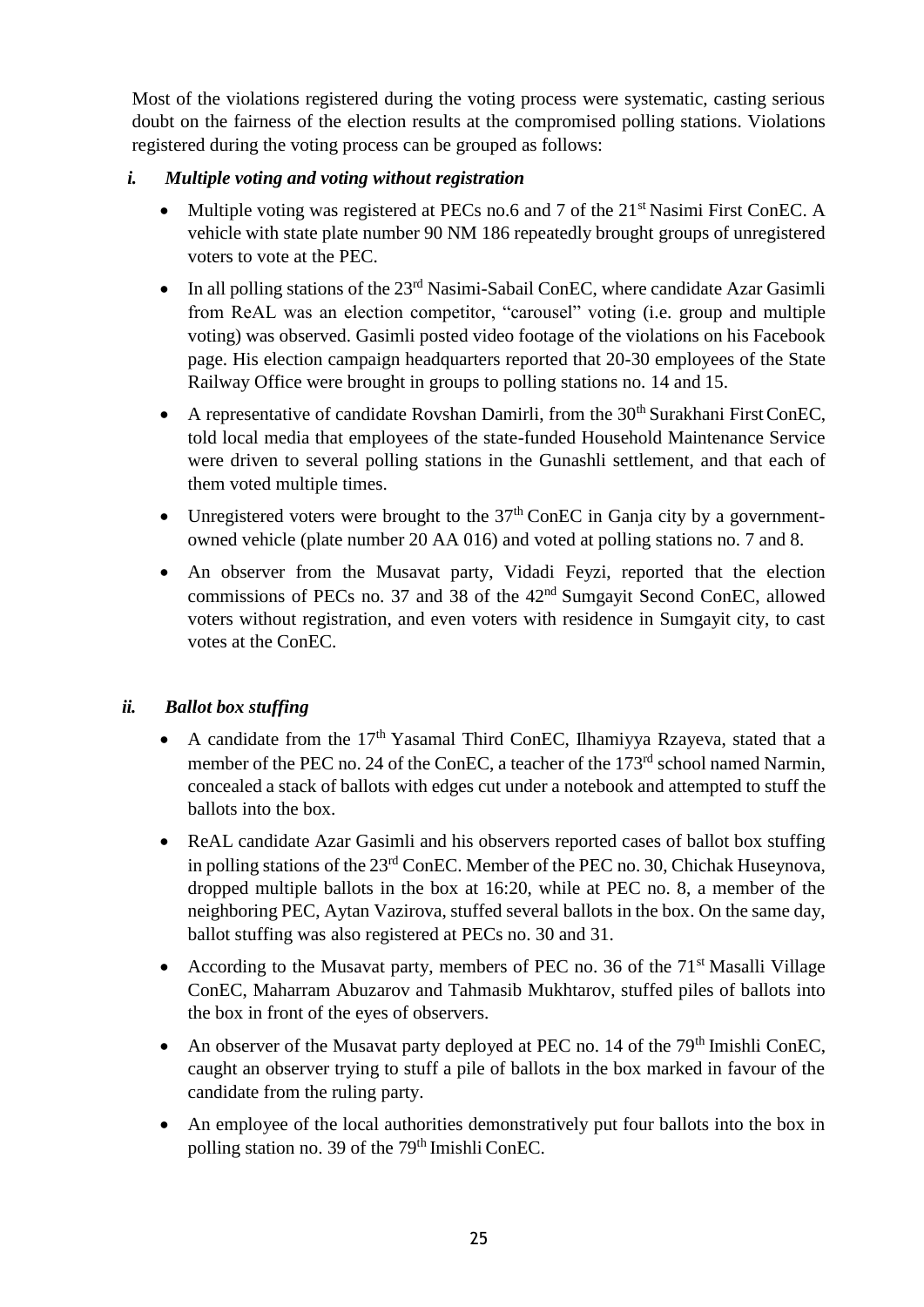Most of the violations registered during the voting process were systematic, casting serious doubt on the fairness of the election results at the compromised polling stations. Violations registered during the voting process can be grouped as follows:

## *i. Multiple voting and voting without registration*

- Multiple voting was registered at PECs no.6 and 7 of the 21st Nasimi First ConEC. A vehicle with state plate number 90 NM 186 repeatedly brought groups of unregistered voters to vote at the PEC.
- In all polling stations of the 23rd Nasimi-Sabail ConEC, where candidate Azar Gasimli from ReAL was an election competitor, "carousel" voting (i.e. group and multiple voting) was observed. Gasimli posted video footage of the violations on his Facebook page. His election campaign headquarters reported that 20-30 employees of the State Railway Office were brought in groups to polling stations no. 14 and 15.
- A representative of candidate Rovshan Damirli, from the 30th Surakhani First ConEC, told local media that employees of the state-funded Household Maintenance Service were driven to several polling stations in the Gunashli settlement, and that each of them voted multiple times.
- Unregistered voters were brought to the 37th ConEC in Ganja city by a government-owned vehicle (plate number 20 AA 016) and voted at polling stations no. 7 and 8.
- An observer from the Musavat party, Vidadi Feyzi, reported that the election commissions of PECs no. 37 and 38 of the 42nd Sumgayit Second ConEC, allowed voters without registration, and even voters with residence in Sumgayit city, to cast votes at the ConEC.

## *ii. Ballot box stuffing*

- A candidate from the 17th Yasamal Third ConEC, Ilhamiyya Rzayeva, stated that a member of the PEC no. 24 of the ConEC, a teacher of the 173rd school named Narmin, concealed a stack of ballots with edges cut under a notebook and attempted to stuff the ballots into the box.
- ReAL candidate Azar Gasimli and his observers reported cases of ballot box stuffing in polling stations of the 23rd ConEC. Member of the PEC no. 30, Chichak Huseynova, dropped multiple ballots in the box at 16:20, while at PEC no. 8, a member of the neighboring PEC, Aytan Vazirova, stuffed several ballots in the box. On the same day, ballot stuffing was also registered at PECs no. 30 and 31.
- According to the Musavat party, members of PEC no. 36 of the 71st Masalli Village ConEC, Maharram Abuzarov and Tahmasib Mukhtarov, stuffed piles of ballots into the box in front of the eyes of observers.
- An observer of the Musavat party deployed at PEC no. 14 of the 79th Imishli ConEC, caught an observer trying to stuff a pile of ballots in the box marked in favour of the candidate from the ruling party.
- An employee of the local authorities demonstratively put four ballots into the box in polling station no. 39 of the 79th Imishli ConEC.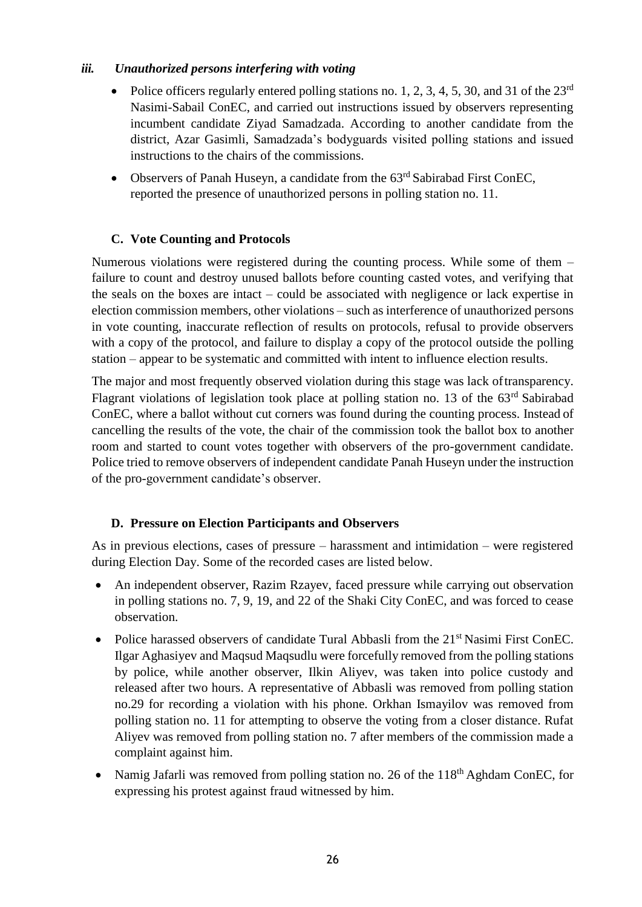#### *iii. Unauthorized persons interfering with voting*

- Police officers regularly entered polling stations no. 1, 2, 3, 4, 5, 30, and 31 of the 23rd Nasimi-Sabail ConEC, and carried out instructions issued by observers representing incumbent candidate Ziyad Samadzada. According to another candidate from the district, Azar Gasimli, Samadzada's bodyguards visited polling stations and issued instructions to the chairs of the commissions.
- Observers of Panah Huseyn, a candidate from the 63rd Sabirabad First ConEC, reported the presence of unauthorized persons in polling station no. 11.

### C. Vote Counting and Protocols

Numerous violations were registered during the counting process. While some of them – failure to count and destroy unused ballots before counting casted votes, and verifying that the seals on the boxes are intact – could be associated with negligence or lack expertise in election commission members, other violations – such as interference of unauthorized persons in vote counting, inaccurate reflection of results on protocols, refusal to provide observers with a copy of the protocol, and failure to display a copy of the protocol outside the polling station – appear to be systematic and committed with intent to influence election results.

The major and most frequently observed violation during this stage was lack of transparency. Flagrant violations of legislation took place at polling station no. 13 of the 63rd Sabirabad ConEC, where a ballot without cut corners was found during the counting process. Instead of cancelling the results of the vote, the chair of the commission took the ballot box to another room and started to count votes together with observers of the pro-government candidate. Police tried to remove observers of independent candidate Panah Huseyn under the instruction of the pro-government candidate's observer.

### D. Pressure on Election Participants and Observers

As in previous elections, cases of pressure – harassment and intimidation – were registered during Election Day. Some of the recorded cases are listed below.

- An independent observer, Razim Rzayev, faced pressure while carrying out observation in polling stations no. 7, 9, 19, and 22 of the Shaki City ConEC, and was forced to cease observation.
- Police harassed observers of candidate Tural Abbasli from the 21st Nasimi First ConEC. Ilgar Aghasiyev and Maqsud Maqsudlu were forcefully removed from the polling stations by police, while another observer, Ilkin Aliyev, was taken into police custody and released after two hours. A representative of Abbasli was removed from polling station no.29 for recording a violation with his phone. Orkhan Ismayilov was removed from polling station no. 11 for attempting to observe the voting from a closer distance. Rufat Aliyev was removed from polling station no. 7 after members of the commission made a complaint against him.
- Namig Jafarli was removed from polling station no. 26 of the 118th Aghdam ConEC, for expressing his protest against fraud witnessed by him.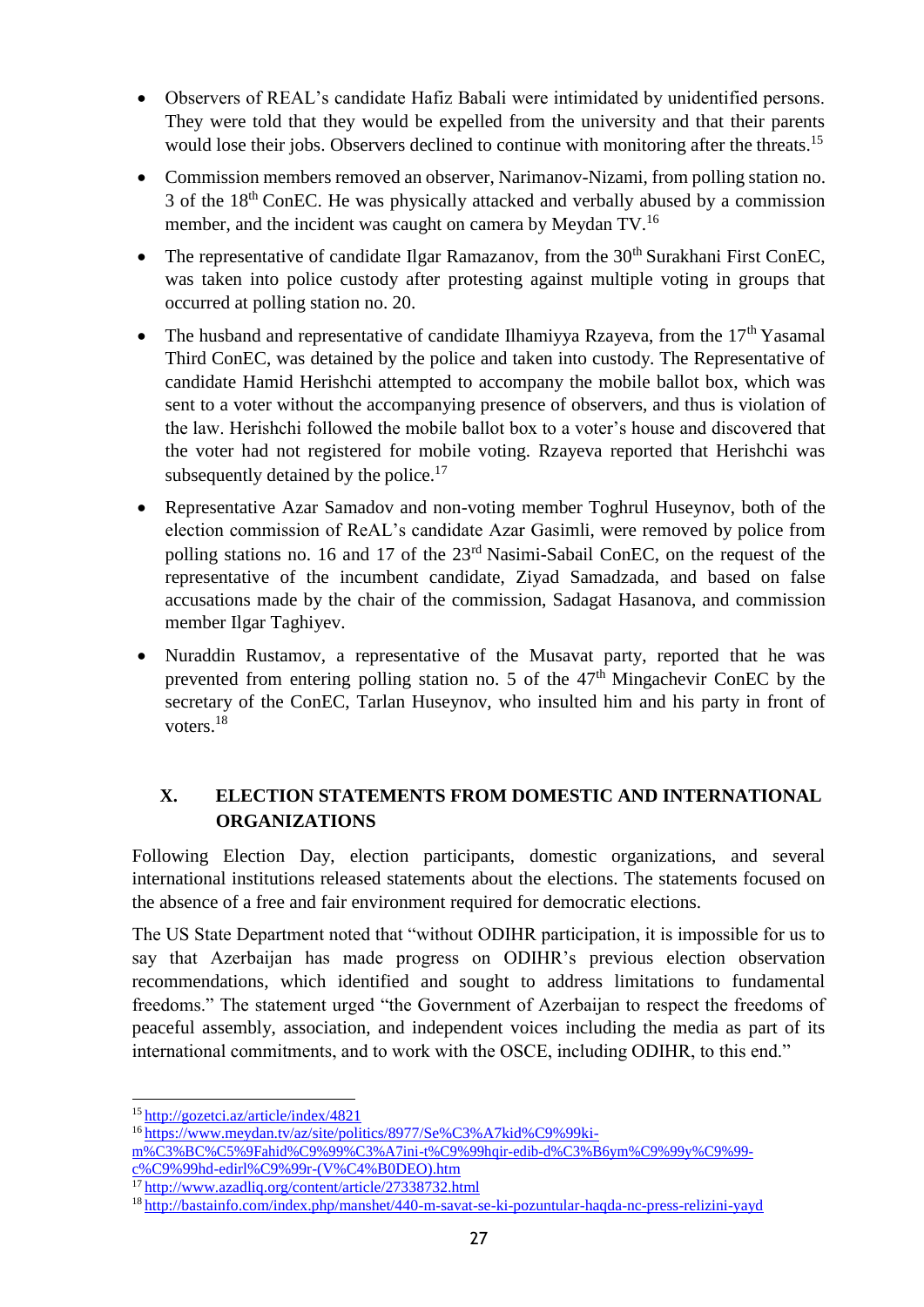- Observers of REAL's candidate Hafiz Babali were intimidated by unidentified persons. They were told that they would be expelled from the university and that their parents would lose their jobs. Observers declined to continue with monitoring after the threats.[15]
- Commission members removed an observer, Narimanov-Nizami, from polling station no. 3 of the 18th ConEC. He was physically attacked and verbally abused by a commission member, and the incident was caught on camera by Meydan TV.[16]
- The representative of candidate Ilgar Ramazanov, from the 30th Surakhani First ConEC, was taken into police custody after protesting against multiple voting in groups that occurred at polling station no. 20.
- The husband and representative of candidate Ilhamiyya Rzayeva, from the 17th Yasamal Third ConEC, was detained by the police and taken into custody. The Representative of candidate Hamid Herishchi attempted to accompany the mobile ballot box, which was sent to a voter without the accompanying presence of observers, and thus is violation of the law. Herishchi followed the mobile ballot box to a voter's house and discovered that the voter had not registered for mobile voting. Rzayeva reported that Herishchi was subsequently detained by the police.[17]
- Representative Azar Samadov and non-voting member Toghrul Huseynov, both of the election commission of ReAL's candidate Azar Gasimli, were removed by police from polling stations no. 16 and 17 of the 23rd Nasimi-Sabail ConEC, on the request of the representative of the incumbent candidate, Ziyad Samadzada, and based on false accusations made by the chair of the commission, Sadagat Hasanova, and commission member Ilgar Taghiyev.
- Nuraddin Rustamov, a representative of the Musavat party, reported that he was prevented from entering polling station no. 5 of the 47th Mingachevir ConEC by the secretary of the ConEC, Tarlan Huseynov, who insulted him and his party in front of voters.[18]

## X. ELECTION STATEMENTS FROM DOMESTIC AND INTERNATIONAL ORGANIZATIONS

Following Election Day, election participants, domestic organizations, and several international institutions released statements about the elections. The statements focused on the absence of a free and fair environment required for democratic elections.

The US State Department noted that "without ODIHR participation, it is impossible for us to say that Azerbaijan has made progress on ODIHR's previous election observation recommendations, which identified and sought to address limitations to fundamental freedoms." The statement urged "the Government of Azerbaijan to respect the freedoms of peaceful assembly, association, and independent voices including the media as part of its international commitments, and to work with the OSCE, including ODIHR, to this end."

---

[15] http://gozetci.az/article/index/4821

[16] https://www.meydan.tv/az/site/politics/8977/Se%C3%A7kid%C9%99ki-m%C3%BC%C5%9Fahid%C9%99%C3%A7ini-t%C9%99hqir-edib-d%C3%B6ym%C9%99y%C9%99-c%C9%99hd-edirl%C9%99r-(V%C4%B0DEO).htm

[17] http://www.azadliq.org/content/article/27338732.html

[18] http://bastainfo.com/index.php/manshet/440-m-savat-se-ki-pozuntular-haqda-nc-press-relizini-yayd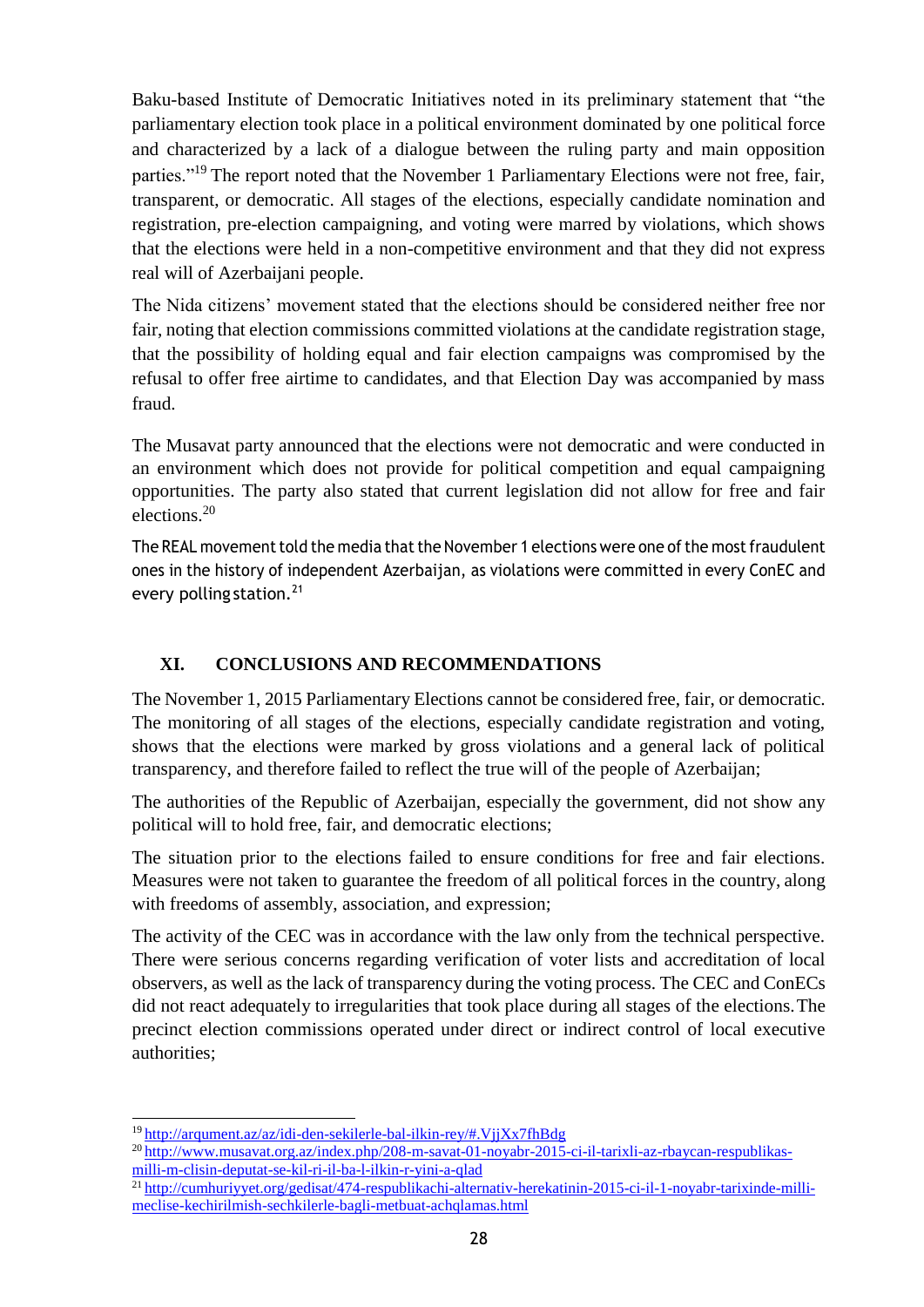Baku-based Institute of Democratic Initiatives noted in its preliminary statement that "the parliamentary election took place in a political environment dominated by one political force and characterized by a lack of a dialogue between the ruling party and main opposition parties."[19] The report noted that the November 1 Parliamentary Elections were not free, fair, transparent, or democratic. All stages of the elections, especially candidate nomination and registration, pre-election campaigning, and voting were marred by violations, which shows that the elections were held in a non-competitive environment and that they did not express real will of Azerbaijani people.

The Nida citizens' movement stated that the elections should be considered neither free nor fair, noting that election commissions committed violations at the candidate registration stage, that the possibility of holding equal and fair election campaigns was compromised by the refusal to offer free airtime to candidates, and that Election Day was accompanied by mass fraud.

The Musavat party announced that the elections were not democratic and were conducted in an environment which does not provide for political competition and equal campaigning opportunities. The party also stated that current legislation did not allow for free and fair elections.[20]

The REAL movement told the media that the November 1 elections were one of the most fraudulent ones in the history of independent Azerbaijan, as violations were committed in every ConEC and every polling station.[21]

## XI. CONCLUSIONS AND RECOMMENDATIONS

The November 1, 2015 Parliamentary Elections cannot be considered free, fair, or democratic. The monitoring of all stages of the elections, especially candidate registration and voting, shows that the elections were marked by gross violations and a general lack of political transparency, and therefore failed to reflect the true will of the people of Azerbaijan;

The authorities of the Republic of Azerbaijan, especially the government, did not show any political will to hold free, fair, and democratic elections;

The situation prior to the elections failed to ensure conditions for free and fair elections. Measures were not taken to guarantee the freedom of all political forces in the country, along with freedoms of assembly, association, and expression;

The activity of the CEC was in accordance with the law only from the technical perspective. There were serious concerns regarding verification of voter lists and accreditation of local observers, as well as the lack of transparency during the voting process. The CEC and ConECs did not react adequately to irregularities that took place during all stages of the elections. The precinct election commissions operated under direct or indirect control of local executive authorities;

---

[19] http://arqument.az/az/idi-den-sekilerle-bal-ilkin-rey/#.VjjXx7fhBdg

[20] http://www.musavat.org.az/index.php/208-m-savat-01-noyabr-2015-ci-il-tarixli-az-rbaycan-respublikas-milli-m-clisin-deputat-se-kil-ri-il-ba-l-ilkin-r-yini-a-qlad

[21] http://cumhuriyyet.org/gedisat/474-respublikachi-alternativ-herekatinin-2015-ci-il-1-noyabr-tarixinde-milli-meclise-kechirilmish-sechkilerle-bagli-metbuat-achqlamas.html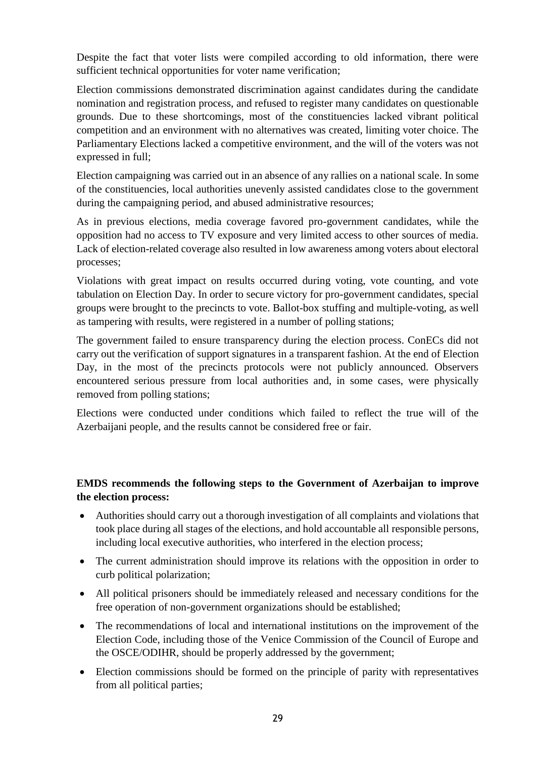Despite the fact that voter lists were compiled according to old information, there were sufficient technical opportunities for voter name verification;

Election commissions demonstrated discrimination against candidates during the candidate nomination and registration process, and refused to register many candidates on questionable grounds. Due to these shortcomings, most of the constituencies lacked vibrant political competition and an environment with no alternatives was created, limiting voter choice. The Parliamentary Elections lacked a competitive environment, and the will of the voters was not expressed in full;

Election campaigning was carried out in an absence of any rallies on a national scale. In some of the constituencies, local authorities unevenly assisted candidates close to the government during the campaigning period, and abused administrative resources;

As in previous elections, media coverage favored pro-government candidates, while the opposition had no access to TV exposure and very limited access to other sources of media. Lack of election-related coverage also resulted in low awareness among voters about electoral processes;

Violations with great impact on results occurred during voting, vote counting, and vote tabulation on Election Day. In order to secure victory for pro-government candidates, special groups were brought to the precincts to vote. Ballot-box stuffing and multiple-voting, as well as tampering with results, were registered in a number of polling stations;

The government failed to ensure transparency during the election process. ConECs did not carry out the verification of support signatures in a transparent fashion. At the end of Election Day, in the most of the precincts protocols were not publicly announced. Observers encountered serious pressure from local authorities and, in some cases, were physically removed from polling stations;

Elections were conducted under conditions which failed to reflect the true will of the Azerbaijani people, and the results cannot be considered free or fair.

**EMDS recommends the following steps to the Government of Azerbaijan to improve the election process:**

- Authorities should carry out a thorough investigation of all complaints and violations that took place during all stages of the elections, and hold accountable all responsible persons, including local executive authorities, who interfered in the election process;
- The current administration should improve its relations with the opposition in order to curb political polarization;
- All political prisoners should be immediately released and necessary conditions for the free operation of non-government organizations should be established;
- The recommendations of local and international institutions on the improvement of the Election Code, including those of the Venice Commission of the Council of Europe and the OSCE/ODIHR, should be properly addressed by the government;
- Election commissions should be formed on the principle of parity with representatives from all political parties;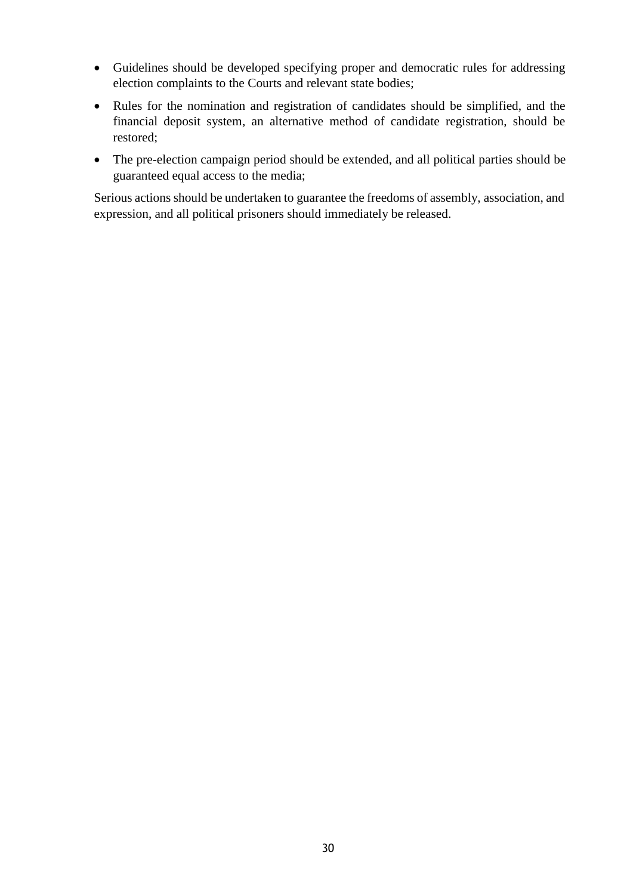- Guidelines should be developed specifying proper and democratic rules for addressing election complaints to the Courts and relevant state bodies;
- Rules for the nomination and registration of candidates should be simplified, and the financial deposit system, an alternative method of candidate registration, should be restored;
- The pre-election campaign period should be extended, and all political parties should be guaranteed equal access to the media;

Serious actions should be undertaken to guarantee the freedoms of assembly, association, and expression, and all political prisoners should immediately be released.